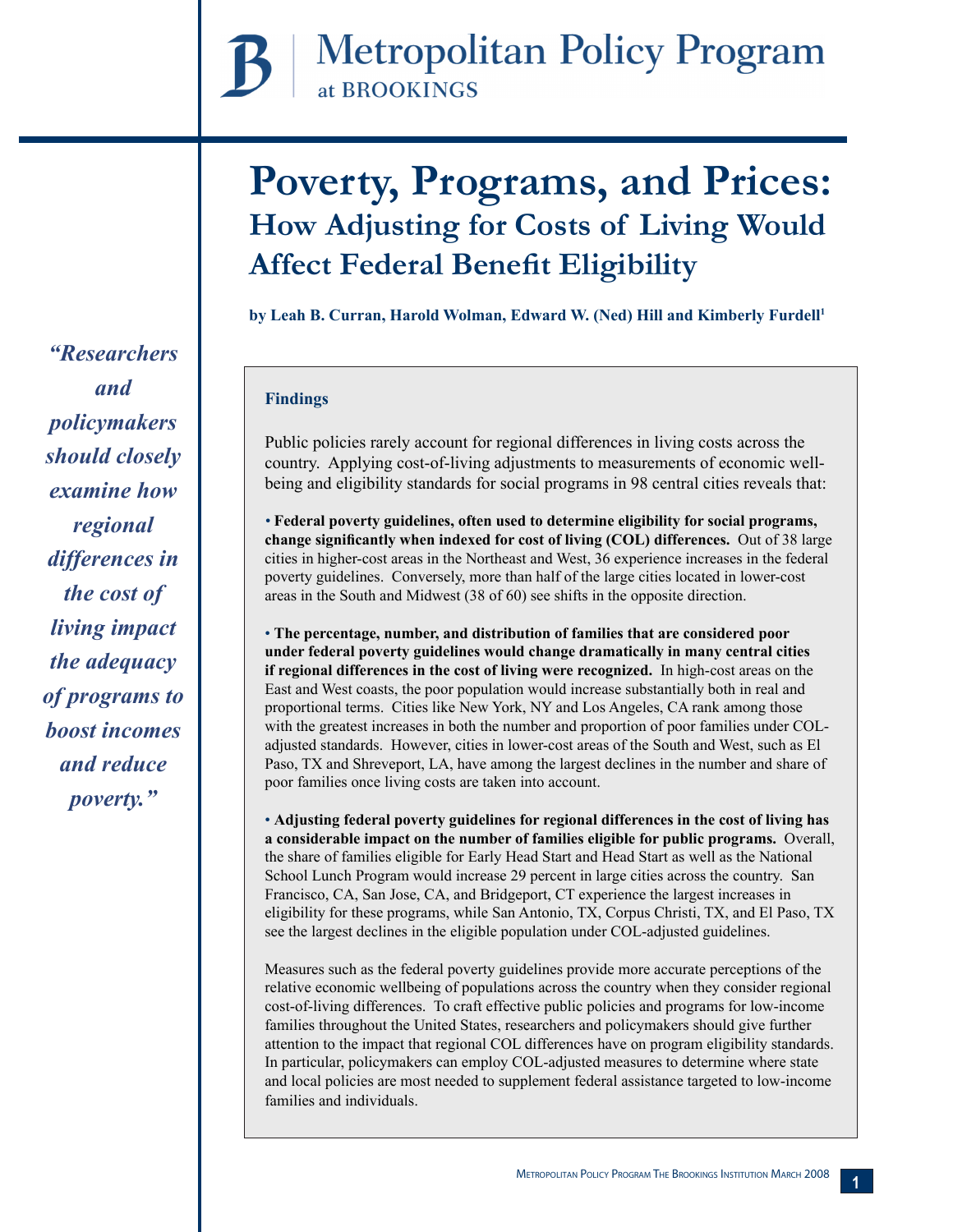# Metropolitan Policy Program at BROOKINGS

# Poverty, Programs, and Prices:

## How Adjusting for Costs of Living Would Affect Federal Benefit Eligibility

**by Leah B. Curran, Harold Wolman, Edward W. (Ned) Hill and Kimberly Furdell[1]**

*"Researchers and policymakers should closely examine how regional differences in the cost of living impact the adequacy of programs to boost incomes and reduce poverty."*

### Findings

Public policies rarely account for regional differences in living costs across the country. Applying cost-of-living adjustments to measurements of economic well-being and eligibility standards for social programs in 98 central cities reveals that:

- **Federal poverty guidelines, often used to determine eligibility for social programs, change significantly when indexed for cost of living (COL) differences.** Out of 38 large cities in higher-cost areas in the Northeast and West, 36 experience increases in the federal poverty guidelines. Conversely, more than half of the large cities located in lower-cost areas in the South and Midwest (38 of 60) see shifts in the opposite direction.

- **The percentage, number, and distribution of families that are considered poor under federal poverty guidelines would change dramatically in many central cities if regional differences in the cost of living were recognized.** In high-cost areas on the East and West coasts, the poor population would increase substantially both in real and proportional terms. Cities like New York, NY and Los Angeles, CA rank among those with the greatest increases in both the number and proportion of poor families under COL-adjusted standards. However, cities in lower-cost areas of the South and West, such as El Paso, TX and Shreveport, LA, have among the largest declines in the number and share of poor families once living costs are taken into account.

- **Adjusting federal poverty guidelines for regional differences in the cost of living has a considerable impact on the number of families eligible for public programs.** Overall, the share of families eligible for Early Head Start and Head Start as well as the National School Lunch Program would increase 29 percent in large cities across the country. San Francisco, CA, San Jose, CA, and Bridgeport, CT experience the largest increases in eligibility for these programs, while San Antonio, TX, Corpus Christi, TX, and El Paso, TX see the largest declines in the eligible population under COL-adjusted guidelines.

Measures such as the federal poverty guidelines provide more accurate perceptions of the relative economic wellbeing of populations across the country when they consider regional cost-of-living differences. To craft effective public policies and programs for low-income families throughout the United States, researchers and policymakers should give further attention to the impact that regional COL differences have on program eligibility standards. In particular, policymakers can employ COL-adjusted measures to determine where state and local policies are most needed to supplement federal assistance targeted to low-income families and individuals.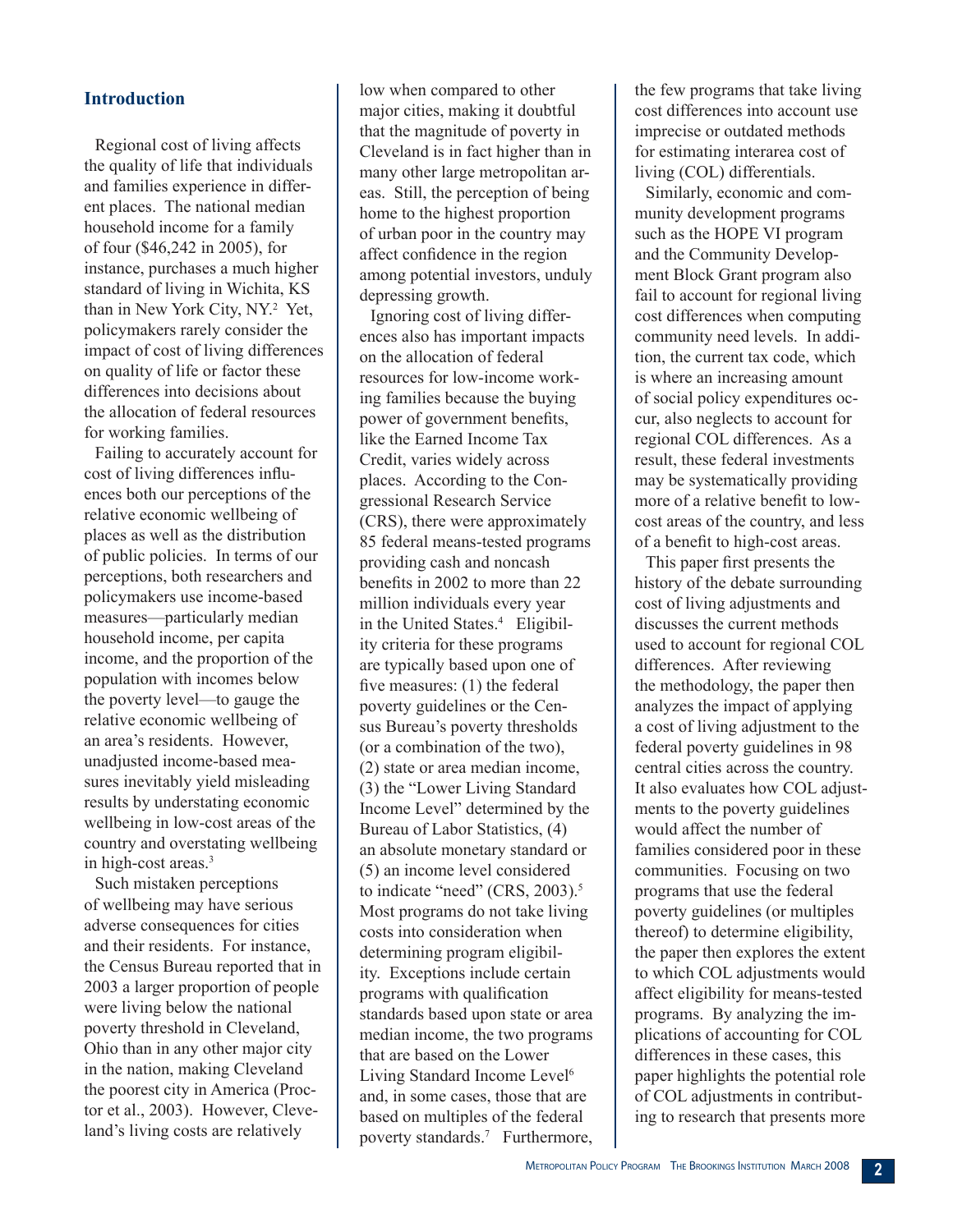## Introduction

Regional cost of living affects the quality of life that individuals and families experience in different places. The national median household income for a family of four ($46,242 in 2005), for instance, purchases a much higher standard of living in Wichita, KS than in New York City, NY.[2] Yet, policymakers rarely consider the impact of cost of living differences on quality of life or factor these differences into decisions about the allocation of federal resources for working families.

Failing to accurately account for cost of living differences influences both our perceptions of the relative economic wellbeing of places as well as the distribution of public policies. In terms of our perceptions, both researchers and policymakers use income-based measures—particularly median household income, per capita income, and the proportion of the population with incomes below the poverty level—to gauge the relative economic wellbeing of an area's residents. However, unadjusted income-based measures inevitably yield misleading results by understating economic wellbeing in low-cost areas of the country and overstating wellbeing in high-cost areas.[3]

Such mistaken perceptions of wellbeing may have serious adverse consequences for cities and their residents. For instance, the Census Bureau reported that in 2003 a larger proportion of people were living below the national poverty threshold in Cleveland, Ohio than in any other major city in the nation, making Cleveland the poorest city in America (Proctor et al., 2003). However, Cleveland's living costs are relatively low when compared to other major cities, making it doubtful that the magnitude of poverty in Cleveland is in fact higher than in many other large metropolitan areas. Still, the perception of being home to the highest proportion of urban poor in the country may affect confidence in the region among potential investors, unduly depressing growth.

Ignoring cost of living differences also has important impacts on the allocation of federal resources for low-income working families because the buying power of government benefits, like the Earned Income Tax Credit, varies widely across places. According to the Congressional Research Service (CRS), there were approximately 85 federal means-tested programs providing cash and noncash benefits in 2002 to more than 22 million individuals every year in the United States.[4] Eligibility criteria for these programs are typically based upon one of five measures: (1) the federal poverty guidelines or the Census Bureau's poverty thresholds (or a combination of the two), (2) state or area median income, (3) the "Lower Living Standard Income Level" determined by the Bureau of Labor Statistics, (4) an absolute monetary standard or (5) an income level considered to indicate "need" (CRS, 2003).[5] Most programs do not take living costs into consideration when determining program eligibility. Exceptions include certain programs with qualification standards based upon state or area median income, the two programs that are based on the Lower Living Standard Income Level[6] and, in some cases, those that are based on multiples of the federal poverty standards.[7] Furthermore, the few programs that take living cost differences into account use imprecise or outdated methods for estimating interarea cost of living (COL) differentials.

Similarly, economic and community development programs such as the HOPE VI program and the Community Development Block Grant program also fail to account for regional living cost differences when computing community need levels. In addition, the current tax code, which is where an increasing amount of social policy expenditures occur, also neglects to account for regional COL differences. As a result, these federal investments may be systematically providing more of a relative benefit to low-cost areas of the country, and less of a benefit to high-cost areas.

This paper first presents the history of the debate surrounding cost of living adjustments and discusses the current methods used to account for regional COL differences. After reviewing the methodology, the paper then analyzes the impact of applying a cost of living adjustment to the federal poverty guidelines in 98 central cities across the country. It also evaluates how COL adjustments to the poverty guidelines would affect the number of families considered poor in these communities. Focusing on two programs that use the federal poverty guidelines (or multiples thereof) to determine eligibility, the paper then explores the extent to which COL adjustments would affect eligibility for means-tested programs. By analyzing the implications of accounting for COL differences in these cases, this paper highlights the potential role of COL adjustments in contributing to research that presents more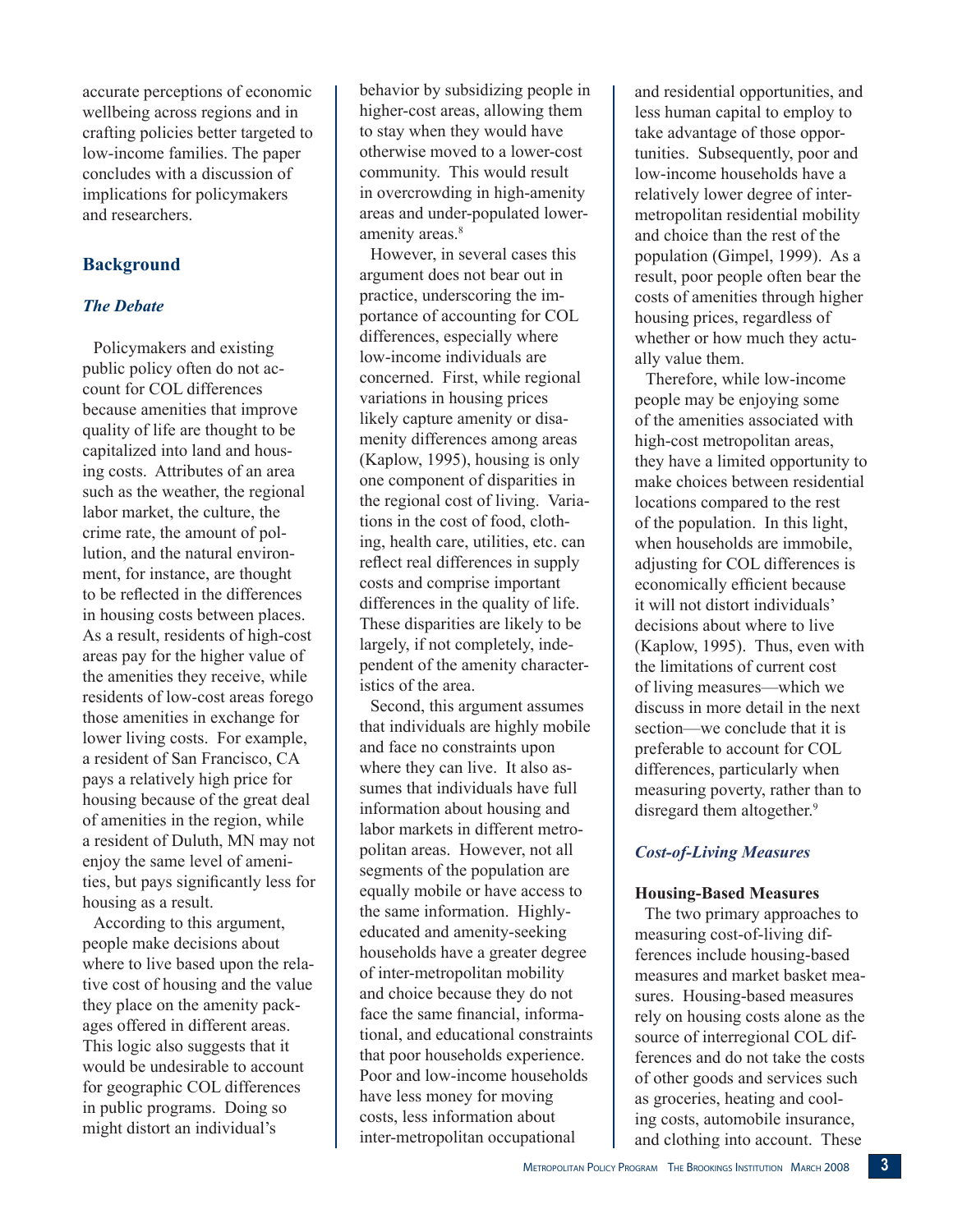accurate perceptions of economic wellbeing across regions and in crafting policies better targeted to low-income families. The paper concludes with a discussion of implications for policymakers and researchers.

## Background

### *The Debate*

Policymakers and existing public policy often do not account for COL differences because amenities that improve quality of life are thought to be capitalized into land and housing costs. Attributes of an area such as the weather, the regional labor market, the culture, the crime rate, the amount of pollution, and the natural environment, for instance, are thought to be reflected in the differences in housing costs between places. As a result, residents of high-cost areas pay for the higher value of the amenities they receive, while residents of low-cost areas forego those amenities in exchange for lower living costs. For example, a resident of San Francisco, CA pays a relatively high price for housing because of the great deal of amenities in the region, while a resident of Duluth, MN may not enjoy the same level of amenities, but pays significantly less for housing as a result.

According to this argument, people make decisions about where to live based upon the relative cost of housing and the value they place on the amenity packages offered in different areas. This logic also suggests that it would be undesirable to account for geographic COL differences in public programs. Doing so might distort an individual's behavior by subsidizing people in higher-cost areas, allowing them to stay when they would have otherwise moved to a lower-cost community. This would result in overcrowding in high-amenity areas and under-populated lower-amenity areas.[8]

However, in several cases this argument does not bear out in practice, underscoring the importance of accounting for COL differences, especially where low-income individuals are concerned. First, while regional variations in housing prices likely capture amenity or disamenity differences among areas (Kaplow, 1995), housing is only one component of disparities in the regional cost of living. Variations in the cost of food, clothing, health care, utilities, etc. can reflect real differences in supply costs and comprise important differences in the quality of life. These disparities are likely to be largely, if not completely, independent of the amenity characteristics of the area.

Second, this argument assumes that individuals are highly mobile and face no constraints upon where they can live. It also assumes that individuals have full information about housing and labor markets in different metropolitan areas. However, not all segments of the population are equally mobile or have access to the same information. Highly-educated and amenity-seeking households have a greater degree of inter-metropolitan mobility and choice because they do not face the same financial, informational, and educational constraints that poor households experience. Poor and low-income households have less money for moving costs, less information about inter-metropolitan occupational and residential opportunities, and less human capital to employ to take advantage of those opportunities. Subsequently, poor and low-income households have a relatively lower degree of inter-metropolitan residential mobility and choice than the rest of the population (Gimpel, 1999). As a result, poor people often bear the costs of amenities through higher housing prices, regardless of whether or how much they actually value them.

Therefore, while low-income people may be enjoying some of the amenities associated with high-cost metropolitan areas, they have a limited opportunity to make choices between residential locations compared to the rest of the population. In this light, when households are immobile, adjusting for COL differences is economically efficient because it will not distort individuals' decisions about where to live (Kaplow, 1995). Thus, even with the limitations of current cost of living measures—which we discuss in more detail in the next section—we conclude that it is preferable to account for COL differences, particularly when measuring poverty, rather than to disregard them altogether.[9]

### *Cost-of-Living Measures*

#### Housing-Based Measures

The two primary approaches to measuring cost-of-living differences include housing-based measures and market basket measures. Housing-based measures rely on housing costs alone as the source of interregional COL differences and do not take the costs of other goods and services such as groceries, heating and cooling costs, automobile insurance, and clothing into account. These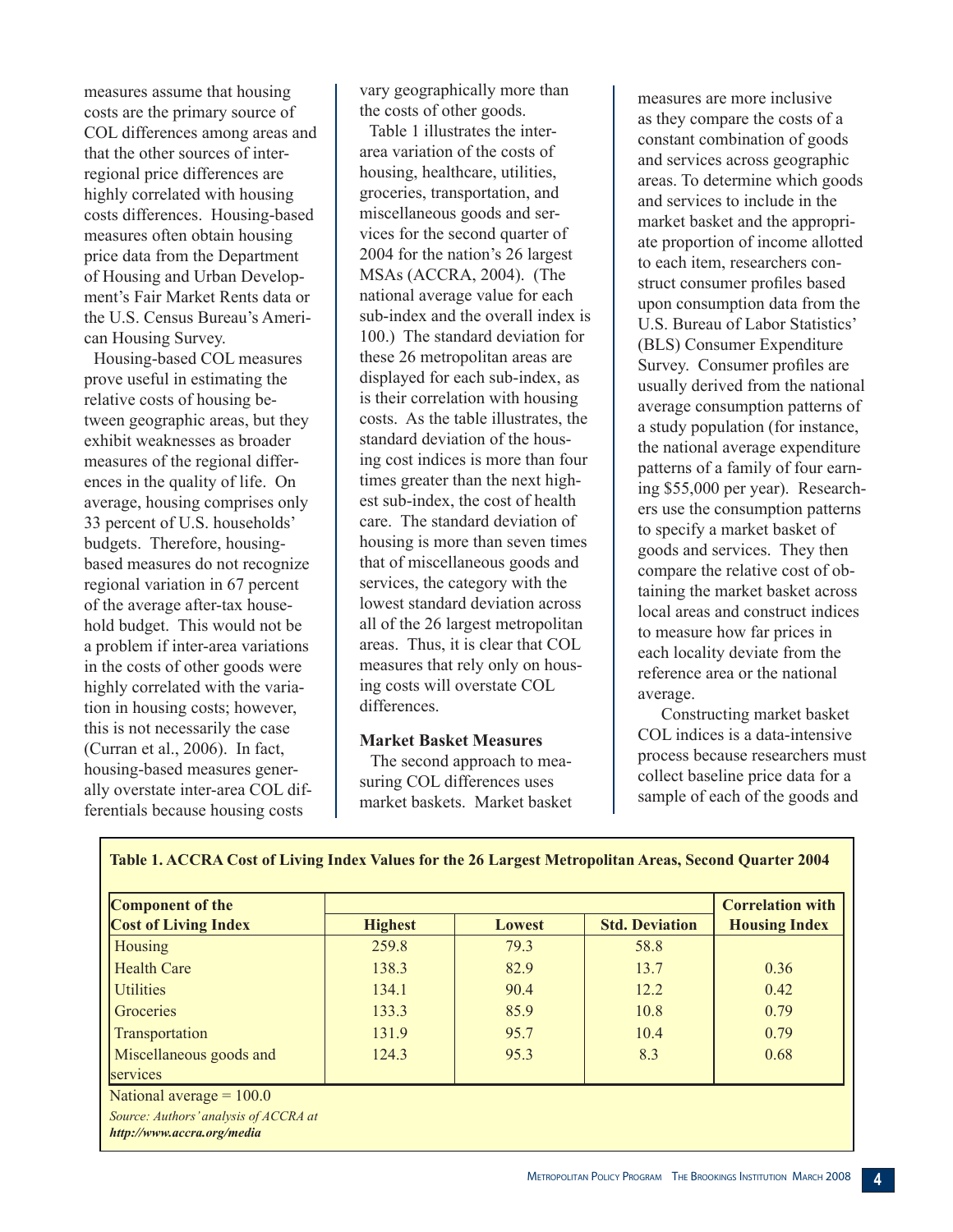measures assume that housing costs are the primary source of COL differences among areas and that the other sources of inter-regional price differences are highly correlated with housing costs differences. Housing-based measures often obtain housing price data from the Department of Housing and Urban Development's Fair Market Rents data or the U.S. Census Bureau's American Housing Survey.

Housing-based COL measures prove useful in estimating the relative costs of housing between geographic areas, but they exhibit weaknesses as broader measures of the regional differences in the quality of life. On average, housing comprises only 33 percent of U.S. households' budgets. Therefore, housing-based measures do not recognize regional variation in 67 percent of the average after-tax household budget. This would not be a problem if inter-area variations in the costs of other goods were highly correlated with the variation in housing costs; however, this is not necessarily the case (Curran et al., 2006). In fact, housing-based measures generally overstate inter-area COL differentials because housing costs vary geographically more than the costs of other goods.

Table 1 illustrates the inter-area variation of the costs of housing, healthcare, utilities, groceries, transportation, and miscellaneous goods and services for the second quarter of 2004 for the nation's 26 largest MSAs (ACCRA, 2004). (The national average value for each sub-index and the overall index is 100.) The standard deviation for these 26 metropolitan areas are displayed for each sub-index, as is their correlation with housing costs. As the table illustrates, the standard deviation of the housing cost indices is more than four times greater than the next highest sub-index, the cost of health care. The standard deviation of housing is more than seven times that of miscellaneous goods and services, the category with the lowest standard deviation across all of the 26 largest metropolitan areas. Thus, it is clear that COL measures that rely only on housing costs will overstate COL differences.

### Market Basket Measures

The second approach to measuring COL differences uses market baskets. Market basket measures are more inclusive as they compare the costs of a constant combination of goods and services across geographic areas. To determine which goods and services to include in the market basket and the appropriate proportion of income allotted to each item, researchers construct consumer profiles based upon consumption data from the U.S. Bureau of Labor Statistics' (BLS) Consumer Expenditure Survey. Consumer profiles are usually derived from the national average consumption patterns of a study population (for instance, the national average expenditure patterns of a family of four earning $55,000 per year). Researchers use the consumption patterns to specify a market basket of goods and services. They then compare the relative cost of obtaining the market basket across local areas and construct indices to measure how far prices in each locality deviate from the reference area or the national average.

Constructing market basket COL indices is a data-intensive process because researchers must collect baseline price data for a sample of each of the goods and

**Table 1. ACCRA Cost of Living Index Values for the 26 Largest Metropolitan Areas, Second Quarter 2004**

| Component of the Cost of Living Index | Highest | Lowest | Std. Deviation | Correlation with Housing Index |
|---|---|---|---|---|
| Housing | 259.8 | 79.3 | 58.8 | |
| Health Care | 138.3 | 82.9 | 13.7 | 0.36 |
| Utilities | 134.1 | 90.4 | 12.2 | 0.42 |
| Groceries | 133.3 | 85.9 | 10.8 | 0.79 |
| Transportation | 131.9 | 95.7 | 10.4 | 0.79 |
| Miscellaneous goods and services | 124.3 | 95.3 | 8.3 | 0.68 |

National average = 100.0

*Source: Authors' analysis of ACCRA at* ***http://www.accra.org/media***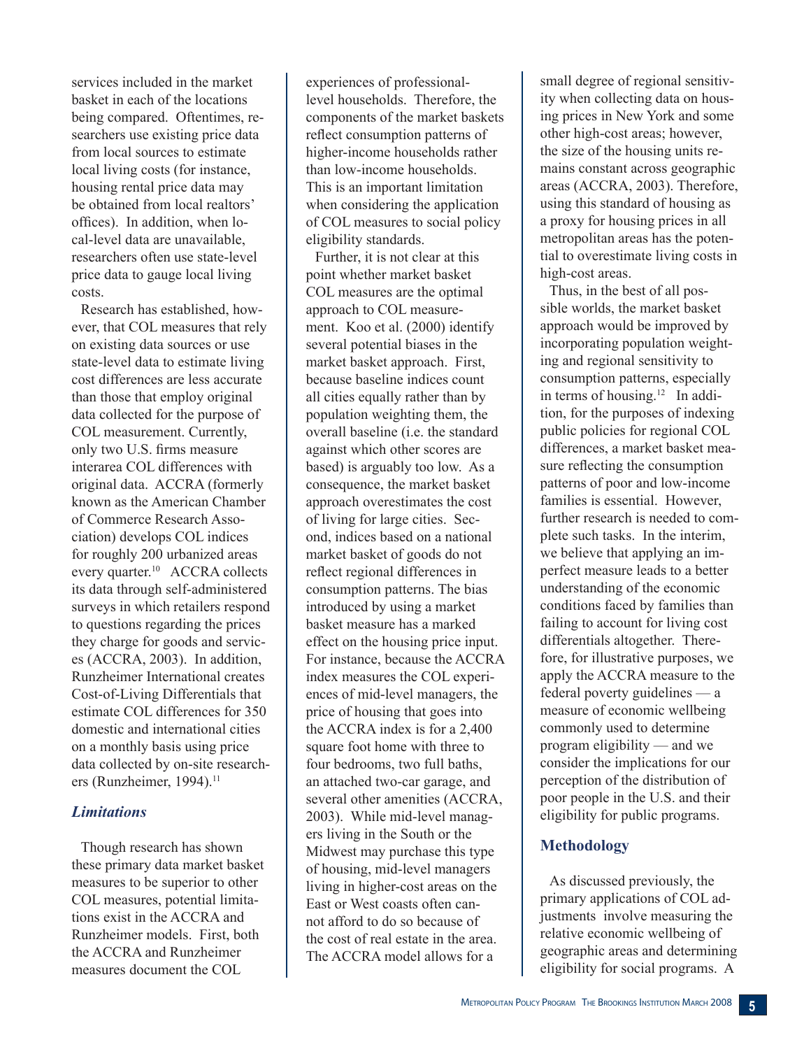services included in the market basket in each of the locations being compared. Oftentimes, researchers use existing price data from local sources to estimate local living costs (for instance, housing rental price data may be obtained from local realtors' offices). In addition, when local-level data are unavailable, researchers often use state-level price data to gauge local living costs.

Research has established, however, that COL measures that rely on existing data sources or use state-level data to estimate living cost differences are less accurate than those that employ original data collected for the purpose of COL measurement. Currently, only two U.S. firms measure interarea COL differences with original data. ACCRA (formerly known as the American Chamber of Commerce Research Association) develops COL indices for roughly 200 urbanized areas every quarter.[10] ACCRA collects its data through self-administered surveys in which retailers respond to questions regarding the prices they charge for goods and services (ACCRA, 2003). In addition, Runzheimer International creates Cost-of-Living Differentials that estimate COL differences for 350 domestic and international cities on a monthly basis using price data collected by on-site researchers (Runzheimer, 1994).[11]

### *Limitations*

Though research has shown these primary data market basket measures to be superior to other COL measures, potential limitations exist in the ACCRA and Runzheimer models. First, both the ACCRA and Runzheimer measures document the COL experiences of professional-level households. Therefore, the components of the market baskets reflect consumption patterns of higher-income households rather than low-income households. This is an important limitation when considering the application of COL measures to social policy eligibility standards.

Further, it is not clear at this point whether market basket COL measures are the optimal approach to COL measurement. Koo et al. (2000) identify several potential biases in the market basket approach. First, because baseline indices count all cities equally rather than by population weighting them, the overall baseline (i.e. the standard against which other scores are based) is arguably too low. As a consequence, the market basket approach overestimates the cost of living for large cities. Second, indices based on a national market basket of goods do not reflect regional differences in consumption patterns. The bias introduced by using a market basket measure has a marked effect on the housing price input. For instance, because the ACCRA index measures the COL experiences of mid-level managers, the price of housing that goes into the ACCRA index is for a 2,400 square foot home with three to four bedrooms, two full baths, an attached two-car garage, and several other amenities (ACCRA, 2003). While mid-level managers living in the South or the Midwest may purchase this type of housing, mid-level managers living in higher-cost areas on the East or West coasts often cannot afford to do so because of the cost of real estate in the area. The ACCRA model allows for a small degree of regional sensitivity when collecting data on housing prices in New York and some other high-cost areas; however, the size of the housing units remains constant across geographic areas (ACCRA, 2003). Therefore, using this standard of housing as a proxy for housing prices in all metropolitan areas has the potential to overestimate living costs in high-cost areas.

Thus, in the best of all possible worlds, the market basket approach would be improved by incorporating population weighting and regional sensitivity to consumption patterns, especially in terms of housing.[12] In addition, for the purposes of indexing public policies for regional COL differences, a market basket measure reflecting the consumption patterns of poor and low-income families is essential. However, further research is needed to complete such tasks. In the interim, we believe that applying an imperfect measure leads to a better understanding of the economic conditions faced by families than failing to account for living cost differentials altogether. Therefore, for illustrative purposes, we apply the ACCRA measure to the federal poverty guidelines — a measure of economic wellbeing commonly used to determine program eligibility — and we consider the implications for our perception of the distribution of poor people in the U.S. and their eligibility for public programs.

## Methodology

As discussed previously, the primary applications of COL adjustments involve measuring the relative economic wellbeing of geographic areas and determining eligibility for social programs. A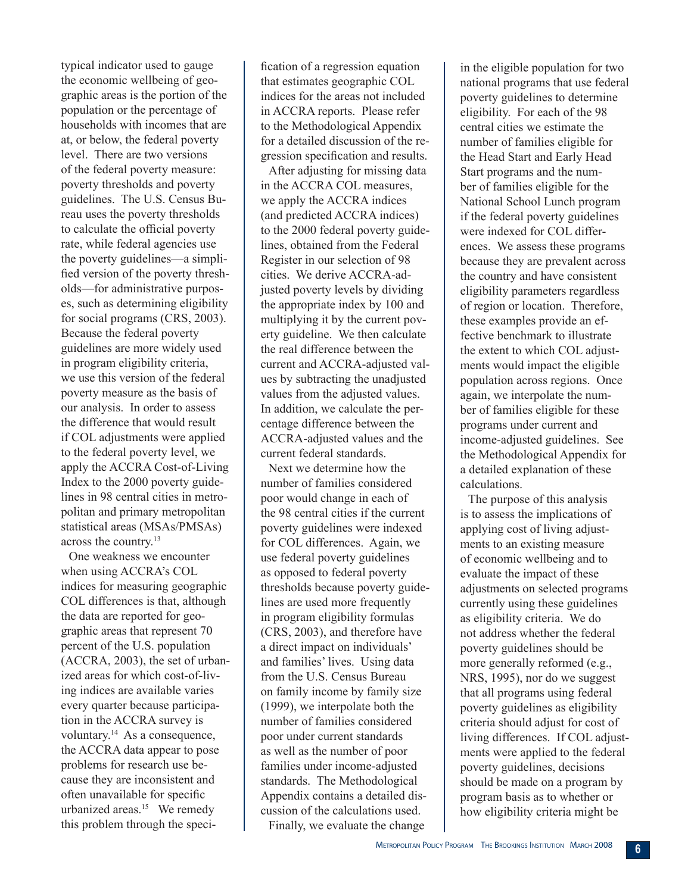typical indicator used to gauge the economic wellbeing of geographic areas is the portion of the population or the percentage of households with incomes that are at, or below, the federal poverty level. There are two versions of the federal poverty measure: poverty thresholds and poverty guidelines. The U.S. Census Bureau uses the poverty thresholds to calculate the official poverty rate, while federal agencies use the poverty guidelines—a simplified version of the poverty thresholds—for administrative purposes, such as determining eligibility for social programs (CRS, 2003). Because the federal poverty guidelines are more widely used in program eligibility criteria, we use this version of the federal poverty measure as the basis of our analysis. In order to assess the difference that would result if COL adjustments were applied to the federal poverty level, we apply the ACCRA Cost-of-Living Index to the 2000 poverty guidelines in 98 central cities in metropolitan and primary metropolitan statistical areas (MSAs/PMSAs) across the country.[13]

One weakness we encounter when using ACCRA's COL indices for measuring geographic COL differences is that, although the data are reported for geographic areas that represent 70 percent of the U.S. population (ACCRA, 2003), the set of urbanized areas for which cost-of-living indices are available varies every quarter because participation in the ACCRA survey is voluntary.[14] As a consequence, the ACCRA data appear to pose problems for research use because they are inconsistent and often unavailable for specific urbanized areas.[15] We remedy this problem through the specification of a regression equation that estimates geographic COL indices for the areas not included in ACCRA reports. Please refer to the Methodological Appendix for a detailed discussion of the regression specification and results.

After adjusting for missing data in the ACCRA COL measures, we apply the ACCRA indices (and predicted ACCRA indices) to the 2000 federal poverty guidelines, obtained from the Federal Register in our selection of 98 cities. We derive ACCRA-adjusted poverty levels by dividing the appropriate index by 100 and multiplying it by the current poverty guideline. We then calculate the real difference between the current and ACCRA-adjusted values by subtracting the unadjusted values from the adjusted values. In addition, we calculate the percentage difference between the ACCRA-adjusted values and the current federal standards.

Next we determine how the number of families considered poor would change in each of the 98 central cities if the current poverty guidelines were indexed for COL differences. Again, we use federal poverty guidelines as opposed to federal poverty thresholds because poverty guidelines are used more frequently in program eligibility formulas (CRS, 2003), and therefore have a direct impact on individuals' and families' lives. Using data from the U.S. Census Bureau on family income by family size (1999), we interpolate both the number of families considered poor under current standards as well as the number of poor families under income-adjusted standards. The Methodological Appendix contains a detailed discussion of the calculations used.

Finally, we evaluate the change in the eligible population for two national programs that use federal poverty guidelines to determine eligibility. For each of the 98 central cities we estimate the number of families eligible for the Head Start and Early Head Start programs and the number of families eligible for the National School Lunch program if the federal poverty guidelines were indexed for COL differences. We assess these programs because they are prevalent across the country and have consistent eligibility parameters regardless of region or location. Therefore, these examples provide an effective benchmark to illustrate the extent to which COL adjustments would impact the eligible population across regions. Once again, we interpolate the number of families eligible for these programs under current and income-adjusted guidelines. See the Methodological Appendix for a detailed explanation of these calculations.

The purpose of this analysis is to assess the implications of applying cost of living adjustments to an existing measure of economic wellbeing and to evaluate the impact of these adjustments on selected programs currently using these guidelines as eligibility criteria. We do not address whether the federal poverty guidelines should be more generally reformed (e.g., NRS, 1995), nor do we suggest that all programs using federal poverty guidelines as eligibility criteria should adjust for cost of living differences. If COL adjustments were applied to the federal poverty guidelines, decisions should be made on a program by program basis as to whether or how eligibility criteria might be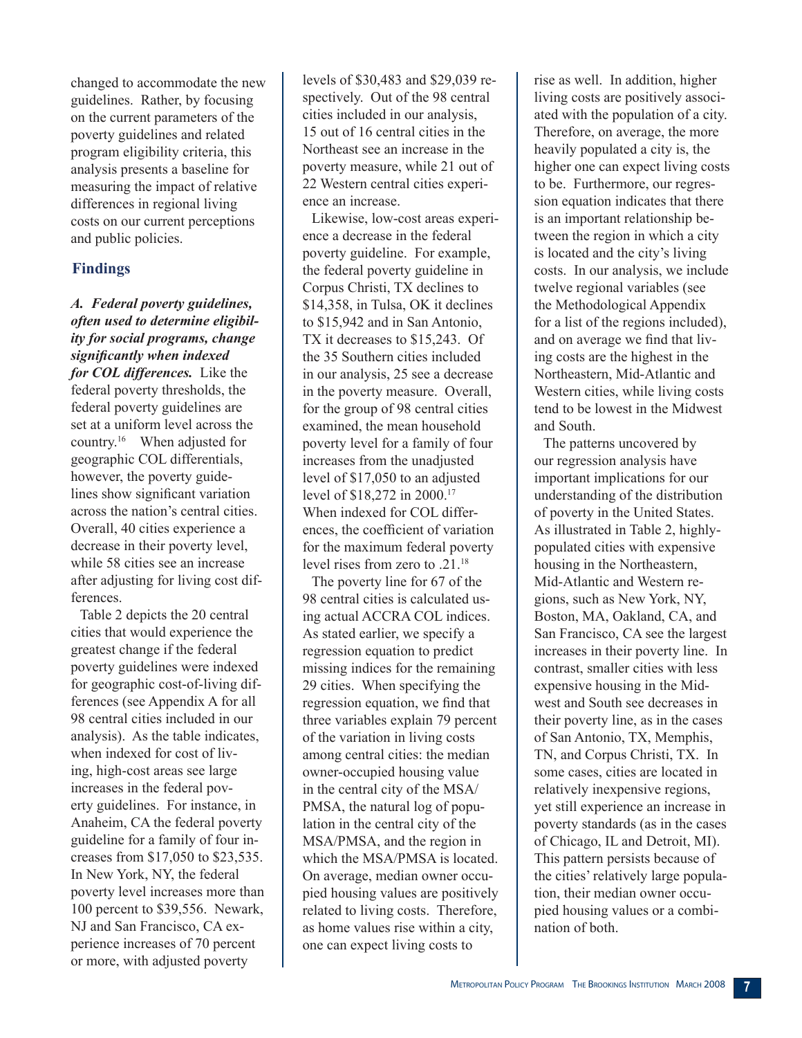changed to accommodate the new guidelines. Rather, by focusing on the current parameters of the poverty guidelines and related program eligibility criteria, this analysis presents a baseline for measuring the impact of relative differences in regional living costs on our current perceptions and public policies.

## Findings

***A. Federal poverty guidelines, often used to determine eligibility for social programs, change significantly when indexed for COL differences.*** Like the federal poverty thresholds, the federal poverty guidelines are set at a uniform level across the country.[16] When adjusted for geographic COL differentials, however, the poverty guidelines show significant variation across the nation's central cities. Overall, 40 cities experience a decrease in their poverty level, while 58 cities see an increase after adjusting for living cost differences.

Table 2 depicts the 20 central cities that would experience the greatest change if the federal poverty guidelines were indexed for geographic cost-of-living differences (see Appendix A for all 98 central cities included in our analysis). As the table indicates, when indexed for cost of living, high-cost areas see large increases in the federal poverty guidelines. For instance, in Anaheim, CA the federal poverty guideline for a family of four increases from $17,050 to $23,535. In New York, NY, the federal poverty level increases more than 100 percent to $39,556. Newark, NJ and San Francisco, CA experience increases of 70 percent or more, with adjusted poverty levels of $30,483 and $29,039 respectively. Out of the 98 central cities included in our analysis, 15 out of 16 central cities in the Northeast see an increase in the poverty measure, while 21 out of 22 Western central cities experience an increase.

Likewise, low-cost areas experience a decrease in the federal poverty guideline. For example, the federal poverty guideline in Corpus Christi, TX declines to $14,358, in Tulsa, OK it declines to $15,942 and in San Antonio, TX it decreases to $15,243. Of the 35 Southern cities included in our analysis, 25 see a decrease in the poverty measure. Overall, for the group of 98 central cities examined, the mean household poverty level for a family of four increases from the unadjusted level of $17,050 to an adjusted level of $18,272 in 2000.[17] When indexed for COL differences, the coefficient of variation for the maximum federal poverty level rises from zero to .21.[18]

The poverty line for 67 of the 98 central cities is calculated using actual ACCRA COL indices. As stated earlier, we specify a regression equation to predict missing indices for the remaining 29 cities. When specifying the regression equation, we find that three variables explain 79 percent of the variation in living costs among central cities: the median owner-occupied housing value in the central city of the MSA/PMSA, the natural log of population in the central city of the MSA/PMSA, and the region in which the MSA/PMSA is located. On average, median owner occupied housing values are positively related to living costs. Therefore, as home values rise within a city, one can expect living costs to rise as well. In addition, higher living costs are positively associated with the population of a city. Therefore, on average, the more heavily populated a city is, the higher one can expect living costs to be. Furthermore, our regression equation indicates that there is an important relationship between the region in which a city is located and the city's living costs. In our analysis, we include twelve regional variables (see the Methodological Appendix for a list of the regions included), and on average we find that living costs are the highest in the Northeastern, Mid-Atlantic and Western cities, while living costs tend to be lowest in the Midwest and South.

The patterns uncovered by our regression analysis have important implications for our understanding of the distribution of poverty in the United States. As illustrated in Table 2, highly-populated cities with expensive housing in the Northeastern, Mid-Atlantic and Western regions, such as New York, NY, Boston, MA, Oakland, CA, and San Francisco, CA see the largest increases in their poverty line. In contrast, smaller cities with less expensive housing in the Midwest and South see decreases in their poverty line, as in the cases of San Antonio, TX, Memphis, TN, and Corpus Christi, TX. In some cases, cities are located in relatively inexpensive regions, yet still experience an increase in poverty standards (as in the cases of Chicago, IL and Detroit, MI). This pattern persists because of the cities' relatively large population, their median owner occupied housing values or a combination of both.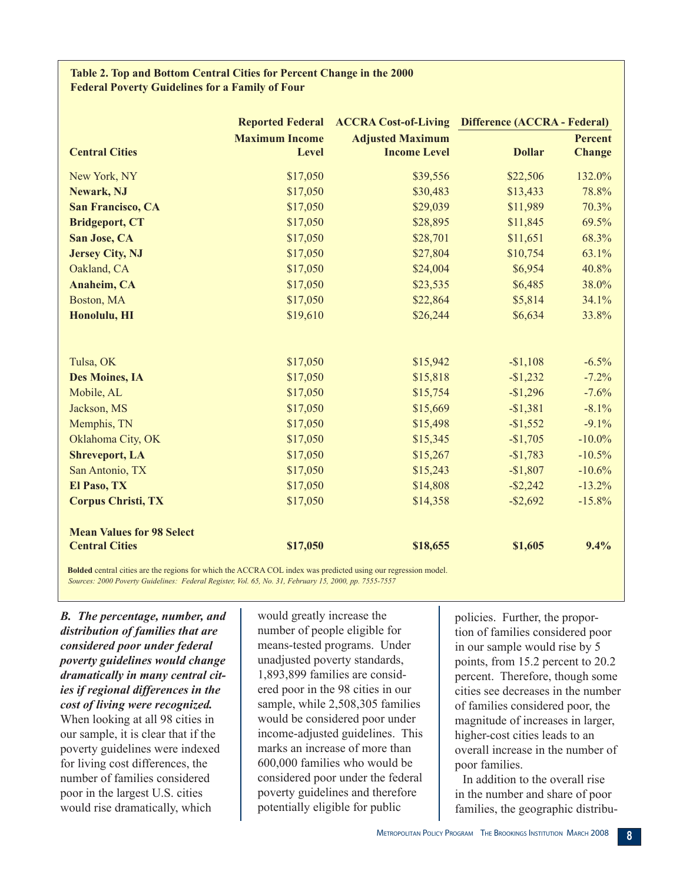**Table 2. Top and Bottom Central Cities for Percent Change in the 2000 Federal Poverty Guidelines for a Family of Four**

| Central Cities | Reported Federal Maximum Income Level | ACCRA Cost-of-Living Adjusted Maximum Income Level | Difference (ACCRA - Federal) Dollar | Difference (ACCRA - Federal) Percent Change |
|---|---|---|---|---|
| New York, NY | $17,050 | $39,556 | $22,506 | 132.0% |
| **Newark, NJ** | $17,050 | $30,483 | $13,433 | 78.8% |
| **San Francisco, CA** | $17,050 | $29,039 | $11,989 | 70.3% |
| **Bridgeport, CT** | $17,050 | $28,895 | $11,845 | 69.5% |
| **San Jose, CA** | $17,050 | $28,701 | $11,651 | 68.3% |
| **Jersey City, NJ** | $17,050 | $27,804 | $10,754 | 63.1% |
| Oakland, CA | $17,050 | $24,004 | $6,954 | 40.8% |
| **Anaheim, CA** | $17,050 | $23,535 | $6,485 | 38.0% |
| Boston, MA | $17,050 | $22,864 | $5,814 | 34.1% |
| **Honolulu, HI** | $19,610 | $26,244 | $6,634 | 33.8% |
| | | | | |
| Tulsa, OK | $17,050 | $15,942 | -$1,108 | -6.5% |
| **Des Moines, IA** | $17,050 | $15,818 | -$1,232 | -7.2% |
| Mobile, AL | $17,050 | $15,754 | -$1,296 | -7.6% |
| Jackson, MS | $17,050 | $15,669 | -$1,381 | -8.1% |
| Memphis, TN | $17,050 | $15,498 | -$1,552 | -9.1% |
| Oklahoma City, OK | $17,050 | $15,345 | -$1,705 | -10.0% |
| **Shreveport, LA** | $17,050 | $15,267 | -$1,783 | -10.5% |
| San Antonio, TX | $17,050 | $15,243 | -$1,807 | -10.6% |
| **El Paso, TX** | $17,050 | $14,808 | -$2,242 | -13.2% |
| **Corpus Christi, TX** | $17,050 | $14,358 | -$2,692 | -15.8% |
| | | | | |
| **Mean Values for 98 Select Central Cities** | **$17,050** | **$18,655** | **$1,605** | **9.4%** |

**Bolded** central cities are the regions for which the ACCRA COL index was predicted using our regression model.
*Sources: 2000 Poverty Guidelines: Federal Register, Vol. 65, No. 31, February 15, 2000, pp. 7555-7557*

***B. The percentage, number, and distribution of families that are considered poor under federal poverty guidelines would change dramatically in many central cities if regional differences in the cost of living were recognized.*** When looking at all 98 cities in our sample, it is clear that if the poverty guidelines were indexed for living cost differences, the number of families considered poor in the largest U.S. cities would rise dramatically, which would greatly increase the number of people eligible for means-tested programs. Under unadjusted poverty standards, 1,893,899 families are considered poor in the 98 cities in our sample, while 2,508,305 families would be considered poor under income-adjusted guidelines. This marks an increase of more than 600,000 families who would be considered poor under the federal poverty guidelines and therefore potentially eligible for public policies. Further, the proportion of families considered poor in our sample would rise by 5 points, from 15.2 percent to 20.2 percent. Therefore, though some cities see decreases in the number of families considered poor, the magnitude of increases in larger, higher-cost cities leads to an overall increase in the number of poor families.

In addition to the overall rise in the number and share of poor families, the geographic distribu-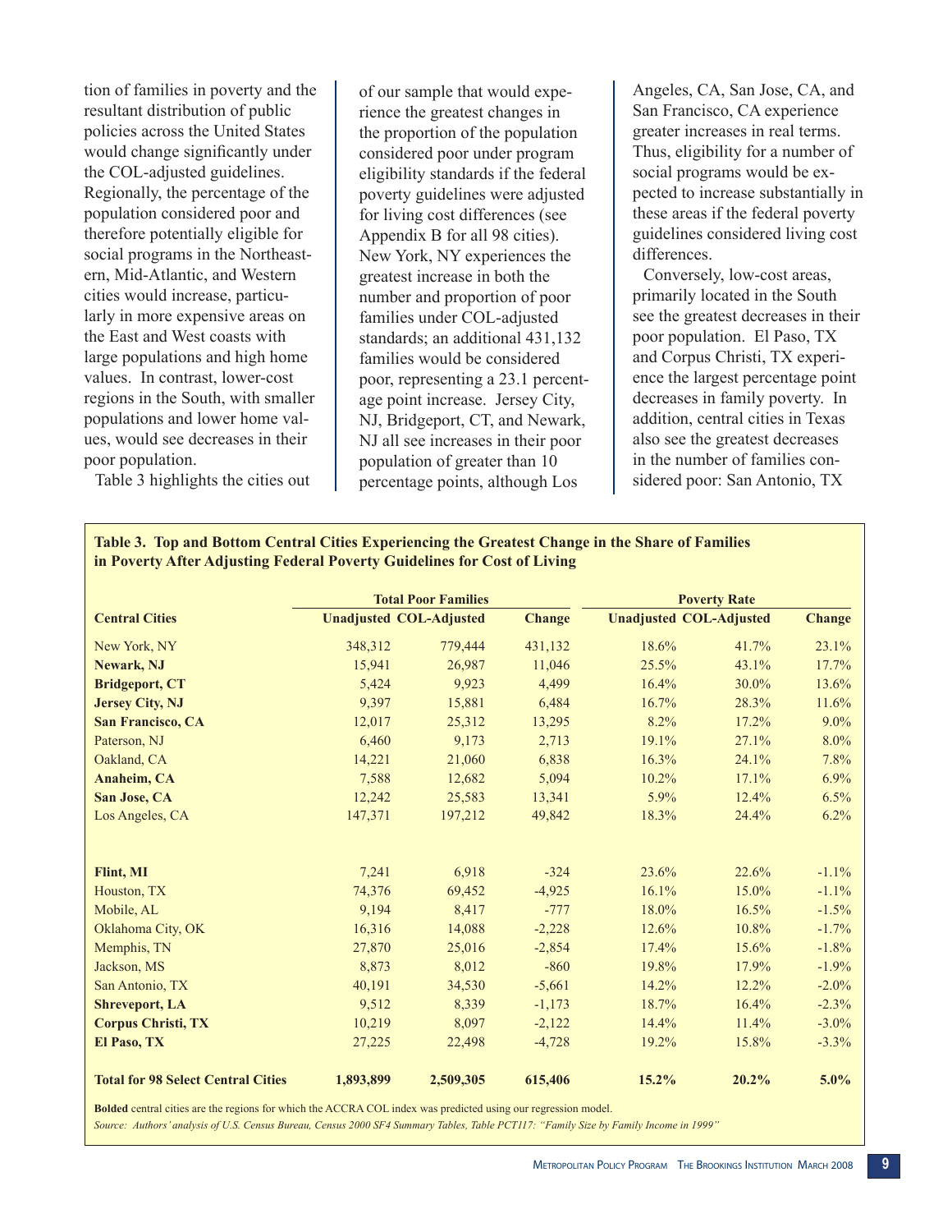tion of families in poverty and the resultant distribution of public policies across the United States would change significantly under the COL-adjusted guidelines. Regionally, the percentage of the population considered poor and therefore potentially eligible for social programs in the Northeastern, Mid-Atlantic, and Western cities would increase, particularly in more expensive areas on the East and West coasts with large populations and high home values. In contrast, lower-cost regions in the South, with smaller populations and lower home values, would see decreases in their poor population.

Table 3 highlights the cities out of our sample that would experience the greatest changes in the proportion of the population considered poor under program eligibility standards if the federal poverty guidelines were adjusted for living cost differences (see Appendix B for all 98 cities). New York, NY experiences the greatest increase in both the number and proportion of poor families under COL-adjusted standards; an additional 431,132 families would be considered poor, representing a 23.1 percentage point increase. Jersey City, NJ, Bridgeport, CT, and Newark, NJ all see increases in their poor population of greater than 10 percentage points, although Los Angeles, CA, San Jose, CA, and San Francisco, CA experience greater increases in real terms. Thus, eligibility for a number of social programs would be expected to increase substantially in these areas if the federal poverty guidelines considered living cost differences.

Conversely, low-cost areas, primarily located in the South see the greatest decreases in their poor population. El Paso, TX and Corpus Christi, TX experience the largest percentage point decreases in family poverty. In addition, central cities in Texas also see the greatest decreases in the number of families considered poor: San Antonio, TX

**Table 3. Top and Bottom Central Cities Experiencing the Greatest Change in the Share of Families in Poverty After Adjusting Federal Poverty Guidelines for Cost of Living**

| | Total Poor Families | | | Poverty Rate | | |
|---|---|---|---|---|---|---|
| **Central Cities** | **Unadjusted** | **COL-Adjusted** | **Change** | **Unadjusted** | **COL-Adjusted** | **Change** |
| New York, NY | 348,312 | 779,444 | 431,132 | 18.6% | 41.7% | 23.1% |
| **Newark, NJ** | 15,941 | 26,987 | 11,046 | 25.5% | 43.1% | 17.7% |
| **Bridgeport, CT** | 5,424 | 9,923 | 4,499 | 16.4% | 30.0% | 13.6% |
| **Jersey City, NJ** | 9,397 | 15,881 | 6,484 | 16.7% | 28.3% | 11.6% |
| **San Francisco, CA** | 12,017 | 25,312 | 13,295 | 8.2% | 17.2% | 9.0% |
| Paterson, NJ | 6,460 | 9,173 | 2,713 | 19.1% | 27.1% | 8.0% |
| Oakland, CA | 14,221 | 21,060 | 6,838 | 16.3% | 24.1% | 7.8% |
| **Anaheim, CA** | 7,588 | 12,682 | 5,094 | 10.2% | 17.1% | 6.9% |
| **San Jose, CA** | 12,242 | 25,583 | 13,341 | 5.9% | 12.4% | 6.5% |
| Los Angeles, CA | 147,371 | 197,212 | 49,842 | 18.3% | 24.4% | 6.2% |
| | | | | | | |
| **Flint, MI** | 7,241 | 6,918 | -324 | 23.6% | 22.6% | -1.1% |
| Houston, TX | 74,376 | 69,452 | -4,925 | 16.1% | 15.0% | -1.1% |
| Mobile, AL | 9,194 | 8,417 | -777 | 18.0% | 16.5% | -1.5% |
| Oklahoma City, OK | 16,316 | 14,088 | -2,228 | 12.6% | 10.8% | -1.7% |
| Memphis, TN | 27,870 | 25,016 | -2,854 | 17.4% | 15.6% | -1.8% |
| Jackson, MS | 8,873 | 8,012 | -860 | 19.8% | 17.9% | -1.9% |
| San Antonio, TX | 40,191 | 34,530 | -5,661 | 14.2% | 12.2% | -2.0% |
| **Shreveport, LA** | 9,512 | 8,339 | -1,173 | 18.7% | 16.4% | -2.3% |
| **Corpus Christi, TX** | 10,219 | 8,097 | -2,122 | 14.4% | 11.4% | -3.0% |
| **El Paso, TX** | 27,225 | 22,498 | -4,728 | 19.2% | 15.8% | -3.3% |
| | | | | | | |
| **Total for 98 Select Central Cities** | **1,893,899** | **2,509,305** | **615,406** | **15.2%** | **20.2%** | **5.0%** |

**Bolded** central cities are the regions for which the ACCRA COL index was predicted using our regression model.

*Source: Authors' analysis of U.S. Census Bureau, Census 2000 SF4 Summary Tables, Table PCT117: "Family Size by Family Income in 1999"*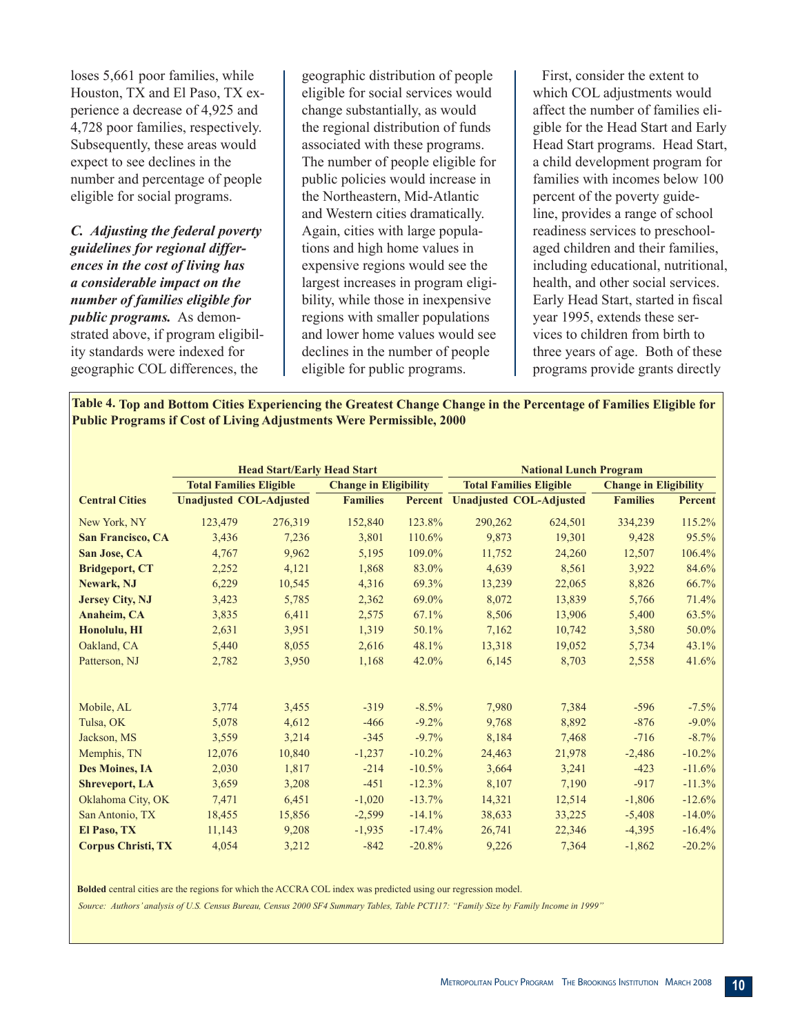loses 5,661 poor families, while Houston, TX and El Paso, TX experience a decrease of 4,925 and 4,728 poor families, respectively. Subsequently, these areas would expect to see declines in the number and percentage of people eligible for social programs.

***C. Adjusting the federal poverty guidelines for regional differences in the cost of living has a considerable impact on the number of families eligible for public programs.*** As demonstrated above, if program eligibility standards were indexed for geographic COL differences, the geographic distribution of people eligible for social services would change substantially, as would the regional distribution of funds associated with these programs. The number of people eligible for public policies would increase in the Northeastern, Mid-Atlantic and Western cities dramatically. Again, cities with large populations and high home values in expensive regions would see the largest increases in program eligibility, while those in inexpensive regions with smaller populations and lower home values would see declines in the number of people eligible for public programs.

First, consider the extent to which COL adjustments would affect the number of families eligible for the Head Start and Early Head Start programs. Head Start, a child development program for families with incomes below 100 percent of the poverty guideline, provides a range of school readiness services to preschool-aged children and their families, including educational, nutritional, health, and other social services. Early Head Start, started in fiscal year 1995, extends these services to children from birth to three years of age. Both of these programs provide grants directly

**Table 4. Top and Bottom Cities Experiencing the Greatest Change Change in the Percentage of Families Eligible for Public Programs if Cost of Living Adjustments Were Permissible, 2000**

| | Head Start/Early Head Start | | | | National Lunch Program | | | |
|---|---|---|---|---|---|---|---|---|
| | Total Families Eligible | | Change in Eligibility | | Total Families Eligible | | Change in Eligibility | |
| **Central Cities** | **Unadjusted** | **COL-Adjusted** | **Families** | **Percent** | **Unadjusted** | **COL-Adjusted** | **Families** | **Percent** |
| New York, NY | 123,479 | 276,319 | 152,840 | 123.8% | 290,262 | 624,501 | 334,239 | 115.2% |
| **San Francisco, CA** | 3,436 | 7,236 | 3,801 | 110.6% | 9,873 | 19,301 | 9,428 | 95.5% |
| **San Jose, CA** | 4,767 | 9,962 | 5,195 | 109.0% | 11,752 | 24,260 | 12,507 | 106.4% |
| **Bridgeport, CT** | 2,252 | 4,121 | 1,868 | 83.0% | 4,639 | 8,561 | 3,922 | 84.6% |
| **Newark, NJ** | 6,229 | 10,545 | 4,316 | 69.3% | 13,239 | 22,065 | 8,826 | 66.7% |
| **Jersey City, NJ** | 3,423 | 5,785 | 2,362 | 69.0% | 8,072 | 13,839 | 5,766 | 71.4% |
| **Anaheim, CA** | 3,835 | 6,411 | 2,575 | 67.1% | 8,506 | 13,906 | 5,400 | 63.5% |
| **Honolulu, HI** | 2,631 | 3,951 | 1,319 | 50.1% | 7,162 | 10,742 | 3,580 | 50.0% |
| Oakland, CA | 5,440 | 8,055 | 2,616 | 48.1% | 13,318 | 19,052 | 5,734 | 43.1% |
| Patterson, NJ | 2,782 | 3,950 | 1,168 | 42.0% | 6,145 | 8,703 | 2,558 | 41.6% |
| | | | | | | | | |
| Mobile, AL | 3,774 | 3,455 | -319 | -8.5% | 7,980 | 7,384 | -596 | -7.5% |
| Tulsa, OK | 5,078 | 4,612 | -466 | -9.2% | 9,768 | 8,892 | -876 | -9.0% |
| Jackson, MS | 3,559 | 3,214 | -345 | -9.7% | 8,184 | 7,468 | -716 | -8.7% |
| Memphis, TN | 12,076 | 10,840 | -1,237 | -10.2% | 24,463 | 21,978 | -2,486 | -10.2% |
| **Des Moines, IA** | 2,030 | 1,817 | -214 | -10.5% | 3,664 | 3,241 | -423 | -11.6% |
| **Shreveport, LA** | 3,659 | 3,208 | -451 | -12.3% | 8,107 | 7,190 | -917 | -11.3% |
| Oklahoma City, OK | 7,471 | 6,451 | -1,020 | -13.7% | 14,321 | 12,514 | -1,806 | -12.6% |
| San Antonio, TX | 18,455 | 15,856 | -2,599 | -14.1% | 38,633 | 33,225 | -5,408 | -14.0% |
| **El Paso, TX** | 11,143 | 9,208 | -1,935 | -17.4% | 26,741 | 22,346 | -4,395 | -16.4% |
| **Corpus Christi, TX** | 4,054 | 3,212 | -842 | -20.8% | 9,226 | 7,364 | -1,862 | -20.2% |

**Bolded** central cities are the regions for which the ACCRA COL index was predicted using our regression model.

*Source: Authors' analysis of U.S. Census Bureau, Census 2000 SF4 Summary Tables, Table PCT117: "Family Size by Family Income in 1999"*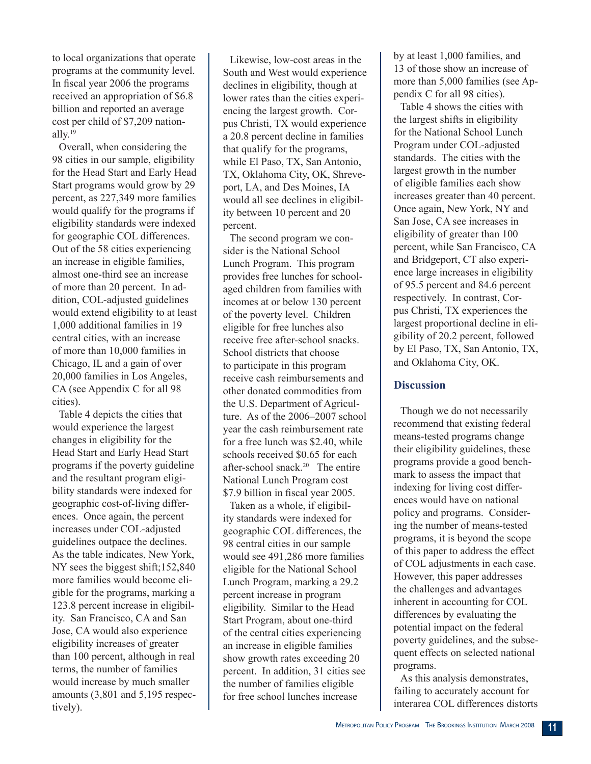to local organizations that operate programs at the community level. In fiscal year 2006 the programs received an appropriation of $6.8 billion and reported an average cost per child of $7,209 nationally.[19]

Overall, when considering the 98 cities in our sample, eligibility for the Head Start and Early Head Start programs would grow by 29 percent, as 227,349 more families would qualify for the programs if eligibility standards were indexed for geographic COL differences. Out of the 58 cities experiencing an increase in eligible families, almost one-third see an increase of more than 20 percent. In addition, COL-adjusted guidelines would extend eligibility to at least 1,000 additional families in 19 central cities, with an increase of more than 10,000 families in Chicago, IL and a gain of over 20,000 families in Los Angeles, CA (see Appendix C for all 98 cities).

Table 4 depicts the cities that would experience the largest changes in eligibility for the Head Start and Early Head Start programs if the poverty guideline and the resultant program eligibility standards were indexed for geographic cost-of-living differences. Once again, the percent increases under COL-adjusted guidelines outpace the declines. As the table indicates, New York, NY sees the biggest shift;152,840 more families would become eligible for the programs, marking a 123.8 percent increase in eligibility. San Francisco, CA and San Jose, CA would also experience eligibility increases of greater than 100 percent, although in real terms, the number of families would increase by much smaller amounts (3,801 and 5,195 respectively).

Likewise, low-cost areas in the South and West would experience declines in eligibility, though at lower rates than the cities experiencing the largest growth. Corpus Christi, TX would experience a 20.8 percent decline in families that qualify for the programs, while El Paso, TX, San Antonio, TX, Oklahoma City, OK, Shreveport, LA, and Des Moines, IA would all see declines in eligibility between 10 percent and 20 percent.

The second program we consider is the National School Lunch Program. This program provides free lunches for school-aged children from families with incomes at or below 130 percent of the poverty level. Children eligible for free lunches also receive free after-school snacks. School districts that choose to participate in this program receive cash reimbursements and other donated commodities from the U.S. Department of Agriculture. As of the 2006–2007 school year the cash reimbursement rate for a free lunch was $2.40, while schools received $0.65 for each after-school snack.[20] The entire National Lunch Program cost $7.9 billion in fiscal year 2005.

Taken as a whole, if eligibility standards were indexed for geographic COL differences, the 98 central cities in our sample would see 491,286 more families eligible for the National School Lunch Program, marking a 29.2 percent increase in program eligibility. Similar to the Head Start Program, about one-third of the central cities experiencing an increase in eligible families show growth rates exceeding 20 percent. In addition, 31 cities see the number of families eligible for free school lunches increase by at least 1,000 families, and 13 of those show an increase of more than 5,000 families (see Appendix C for all 98 cities).

Table 4 shows the cities with the largest shifts in eligibility for the National School Lunch Program under COL-adjusted standards. The cities with the largest growth in the number of eligible families each show increases greater than 40 percent. Once again, New York, NY and San Jose, CA see increases in eligibility of greater than 100 percent, while San Francisco, CA and Bridgeport, CT also experience large increases in eligibility of 95.5 percent and 84.6 percent respectively. In contrast, Corpus Christi, TX experiences the largest proportional decline in eligibility of 20.2 percent, followed by El Paso, TX, San Antonio, TX, and Oklahoma City, OK.

## Discussion

Though we do not necessarily recommend that existing federal means-tested programs change their eligibility guidelines, these programs provide a good benchmark to assess the impact that indexing for living cost differences would have on national policy and programs. Considering the number of means-tested programs, it is beyond the scope of this paper to address the effect of COL adjustments in each case. However, this paper addresses the challenges and advantages inherent in accounting for COL differences by evaluating the potential impact on the federal poverty guidelines, and the subsequent effects on selected national programs.

As this analysis demonstrates, failing to accurately account for interarea COL differences distorts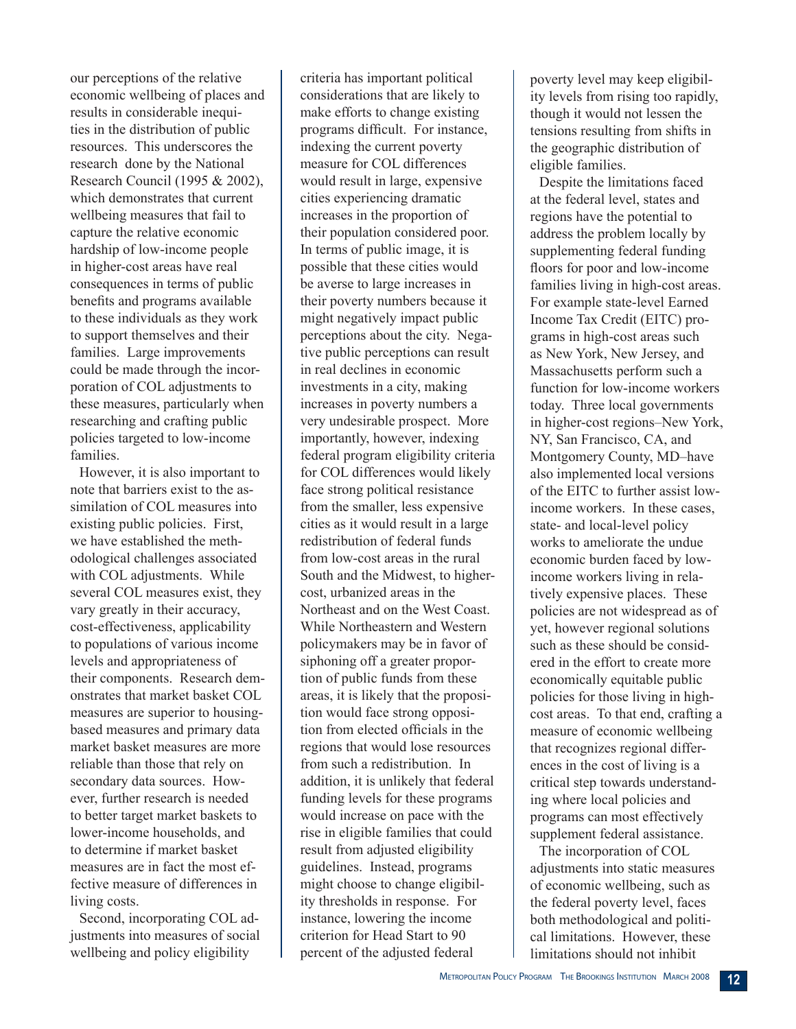our perceptions of the relative economic wellbeing of places and results in considerable inequities in the distribution of public resources. This underscores the research done by the National Research Council (1995 & 2002), which demonstrates that current wellbeing measures that fail to capture the relative economic hardship of low-income people in higher-cost areas have real consequences in terms of public benefits and programs available to these individuals as they work to support themselves and their families. Large improvements could be made through the incorporation of COL adjustments to these measures, particularly when researching and crafting public policies targeted to low-income families.

However, it is also important to note that barriers exist to the assimilation of COL measures into existing public policies. First, we have established the methodological challenges associated with COL adjustments. While several COL measures exist, they vary greatly in their accuracy, cost-effectiveness, applicability to populations of various income levels and appropriateness of their components. Research demonstrates that market basket COL measures are superior to housing-based measures and primary data market basket measures are more reliable than those that rely on secondary data sources. However, further research is needed to better target market baskets to lower-income households, and to determine if market basket measures are in fact the most effective measure of differences in living costs.

Second, incorporating COL adjustments into measures of social wellbeing and policy eligibility criteria has important political considerations that are likely to make efforts to change existing programs difficult. For instance, indexing the current poverty measure for COL differences would result in large, expensive cities experiencing dramatic increases in the proportion of their population considered poor. In terms of public image, it is possible that these cities would be averse to large increases in their poverty numbers because it might negatively impact public perceptions about the city. Negative public perceptions can result in real declines in economic investments in a city, making increases in poverty numbers a very undesirable prospect. More importantly, however, indexing federal program eligibility criteria for COL differences would likely face strong political resistance from the smaller, less expensive cities as it would result in a large redistribution of federal funds from low-cost areas in the rural South and the Midwest, to higher-cost, urbanized areas in the Northeast and on the West Coast. While Northeastern and Western policymakers may be in favor of siphoning off a greater proportion of public funds from these areas, it is likely that the proposition would face strong opposition from elected officials in the regions that would lose resources from such a redistribution. In addition, it is unlikely that federal funding levels for these programs would increase on pace with the rise in eligible families that could result from adjusted eligibility guidelines. Instead, programs might choose to change eligibility thresholds in response. For instance, lowering the income criterion for Head Start to 90 percent of the adjusted federal poverty level may keep eligibility levels from rising too rapidly, though it would not lessen the tensions resulting from shifts in the geographic distribution of eligible families.

Despite the limitations faced at the federal level, states and regions have the potential to address the problem locally by supplementing federal funding floors for poor and low-income families living in high-cost areas. For example state-level Earned Income Tax Credit (EITC) programs in high-cost areas such as New York, New Jersey, and Massachusetts perform such a function for low-income workers today. Three local governments in higher-cost regions–New York, NY, San Francisco, CA, and Montgomery County, MD–have also implemented local versions of the EITC to further assist low-income workers. In these cases, state- and local-level policy works to ameliorate the undue economic burden faced by low-income workers living in relatively expensive places. These policies are not widespread as of yet, however regional solutions such as these should be considered in the effort to create more economically equitable public policies for those living in high-cost areas. To that end, crafting a measure of economic wellbeing that recognizes regional differences in the cost of living is a critical step towards understanding where local policies and programs can most effectively supplement federal assistance.

The incorporation of COL adjustments into static measures of economic wellbeing, such as the federal poverty level, faces both methodological and political limitations. However, these limitations should not inhibit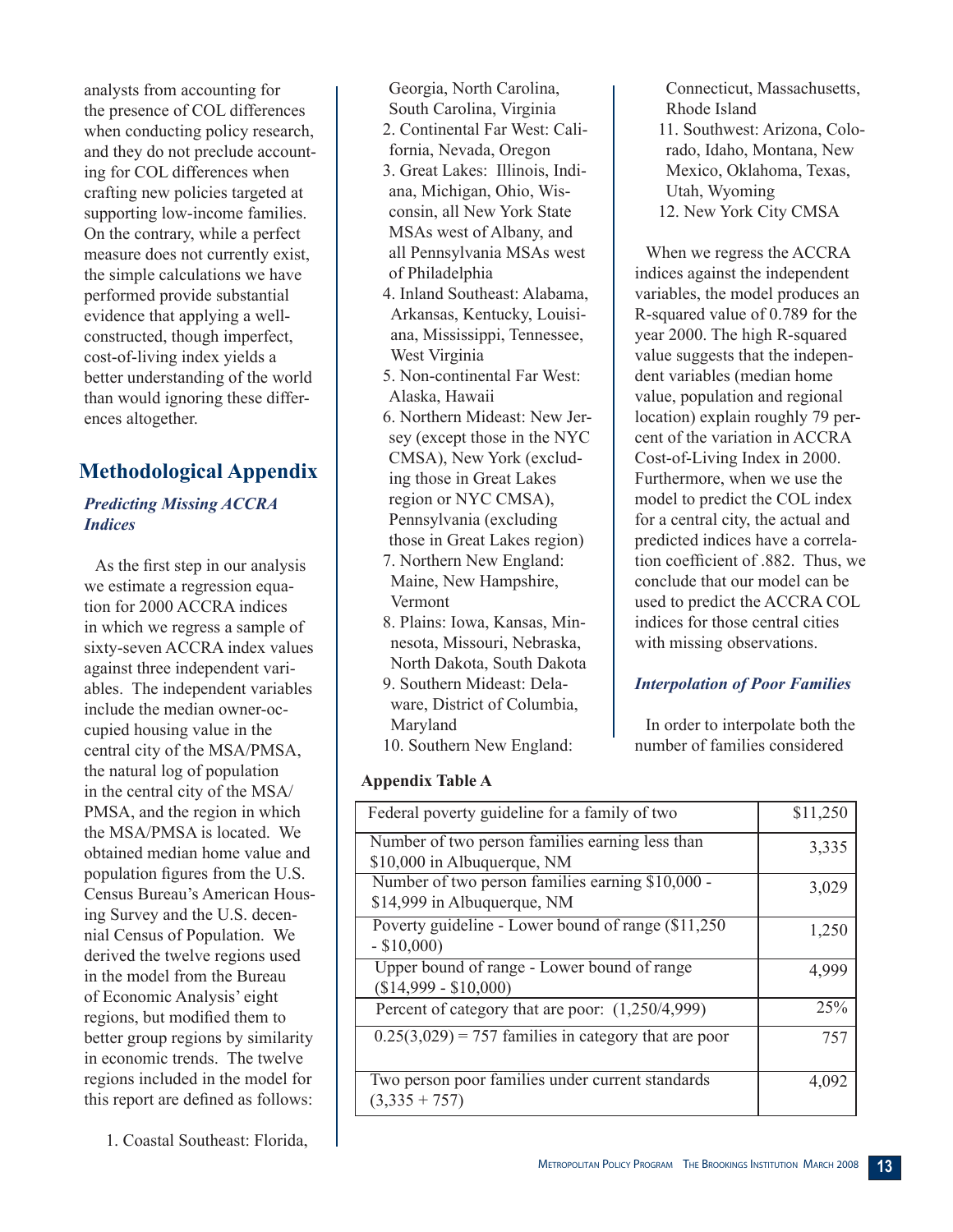analysts from accounting for the presence of COL differences when conducting policy research, and they do not preclude accounting for COL differences when crafting new policies targeted at supporting low-income families. On the contrary, while a perfect measure does not currently exist, the simple calculations we have performed provide substantial evidence that applying a well-constructed, though imperfect, cost-of-living index yields a better understanding of the world than would ignoring these differences altogether.

## Methodological Appendix

### *Predicting Missing ACCRA Indices*

As the first step in our analysis we estimate a regression equation for 2000 ACCRA indices in which we regress a sample of sixty-seven ACCRA index values against three independent variables. The independent variables include the median owner-occupied housing value in the central city of the MSA/PMSA, the natural log of population in the central city of the MSA/PMSA, and the region in which the MSA/PMSA is located. We obtained median home value and population figures from the U.S. Census Bureau's American Housing Survey and the U.S. decennial Census of Population. We derived the twelve regions used in the model from the Bureau of Economic Analysis' eight regions, but modified them to better group regions by similarity in economic trends. The twelve regions included in the model for this report are defined as follows:

1. Coastal Southeast: Florida, Georgia, North Carolina, South Carolina, Virginia
2. Continental Far West: California, Nevada, Oregon
3. Great Lakes: Illinois, Indiana, Michigan, Ohio, Wisconsin, all New York State MSAs west of Albany, and all Pennsylvania MSAs west of Philadelphia
4. Inland Southeast: Alabama, Arkansas, Kentucky, Louisiana, Mississippi, Tennessee, West Virginia
5. Non-continental Far West: Alaska, Hawaii
6. Northern Mideast: New Jersey (except those in the NYC CMSA), New York (excluding those in Great Lakes region or NYC CMSA), Pennsylvania (excluding those in Great Lakes region)
7. Northern New England: Maine, New Hampshire, Vermont
8. Plains: Iowa, Kansas, Minnesota, Missouri, Nebraska, North Dakota, South Dakota
9. Southern Mideast: Delaware, District of Columbia, Maryland
10. Southern New England: Connecticut, Massachusetts, Rhode Island
11. Southwest: Arizona, Colorado, Idaho, Montana, New Mexico, Oklahoma, Texas, Utah, Wyoming
12. New York City CMSA

When we regress the ACCRA indices against the independent variables, the model produces an R-squared value of 0.789 for the year 2000. The high R-squared value suggests that the independent variables (median home value, population and regional location) explain roughly 79 percent of the variation in ACCRA Cost-of-Living Index in 2000. Furthermore, when we use the model to predict the COL index for a central city, the actual and predicted indices have a correlation coefficient of .882. Thus, we conclude that our model can be used to predict the ACCRA COL indices for those central cities with missing observations.

### *Interpolation of Poor Families*

In order to interpolate both the number of families considered

**Appendix Table A**

| | |
|---|---|
| Federal poverty guideline for a family of two | $11,250 |
| Number of two person families earning less than $10,000 in Albuquerque, NM | 3,335 |
| Number of two person families earning $10,000 - $14,999 in Albuquerque, NM | 3,029 |
| Poverty guideline - Lower bound of range ($11,250 - $10,000) | 1,250 |
| Upper bound of range - Lower bound of range ($14,999 - $10,000) | 4,999 |
| Percent of category that are poor: (1,250/4,999) | 25% |
| 0.25(3,029) = 757 families in category that are poor | 757 |
| Two person poor families under current standards (3,335 + 757) | 4,092 |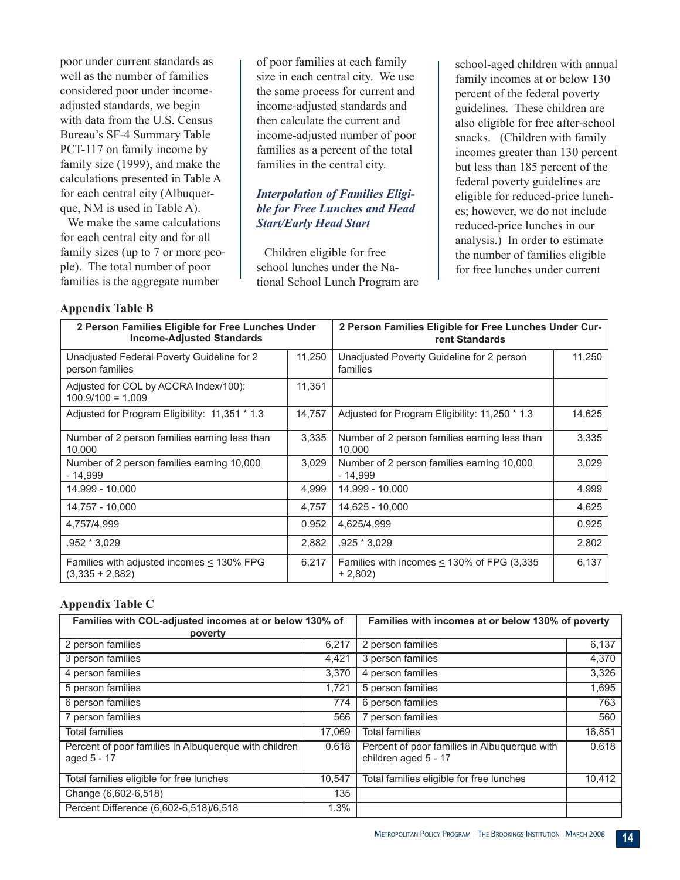poor under current standards as well as the number of families considered poor under income-adjusted standards, we begin with data from the U.S. Census Bureau's SF-4 Summary Table PCT-117 on family income by family size (1999), and make the calculations presented in Table A for each central city (Albuquerque, NM is used in Table A).

We make the same calculations for each central city and for all family sizes (up to 7 or more people). The total number of poor families is the aggregate number of poor families at each family size in each central city. We use the same process for current and income-adjusted standards and then calculate the current and income-adjusted number of poor families as a percent of the total families in the central city.

### *Interpolation of Families Eligible for Free Lunches and Head Start/Early Head Start*

Children eligible for free school lunches under the National School Lunch Program are school-aged children with annual family incomes at or below 130 percent of the federal poverty guidelines. These children are also eligible for free after-school snacks. (Children with family incomes greater than 130 percent but less than 185 percent of the federal poverty guidelines are eligible for reduced-price lunches; however, we do not include reduced-price lunches in our analysis.) In order to estimate the number of families eligible for free lunches under current

**Appendix Table B**

| 2 Person Families Eligible for Free Lunches Under Income-Adjusted Standards | | 2 Person Families Eligible for Free Lunches Under Current Standards | |
|---|---|---|---|
| Unadjusted Federal Poverty Guideline for 2 person families | 11,250 | Unadjusted Poverty Guideline for 2 person families | 11,250 |
| Adjusted for COL by ACCRA Index/100): 100.9/100 = 1.009 | 11,351 | | |
| Adjusted for Program Eligibility: 11,351 * 1.3 | 14,757 | Adjusted for Program Eligibility: 11,250 * 1.3 | 14,625 |
| Number of 2 person families earning less than 10,000 | 3,335 | Number of 2 person families earning less than 10,000 | 3,335 |
| Number of 2 person families earning 10,000 - 14,999 | 3,029 | Number of 2 person families earning 10,000 - 14,999 | 3,029 |
| 14,999 - 10,000 | 4,999 | 14,999 - 10,000 | 4,999 |
| 14,757 - 10,000 | 4,757 | 14,625 - 10,000 | 4,625 |
| 4,757/4,999 | 0.952 | 4,625/4,999 | 0.925 |
| .952 * 3,029 | 2,882 | .925 * 3,029 | 2,802 |
| Families with adjusted incomes ≤ 130% FPG (3,335 + 2,882) | 6,217 | Families with incomes ≤ 130% of FPG (3,335 + 2,802) | 6,137 |

**Appendix Table C**

| Families with COL-adjusted incomes at or below 130% of poverty | | Families with incomes at or below 130% of poverty | |
|---|---|---|---|
| 2 person families | 6,217 | 2 person families | 6,137 |
| 3 person families | 4,421 | 3 person families | 4,370 |
| 4 person families | 3,370 | 4 person families | 3,326 |
| 5 person families | 1,721 | 5 person families | 1,695 |
| 6 person families | 774 | 6 person families | 763 |
| 7 person families | 566 | 7 person families | 560 |
| Total families | 17,069 | Total families | 16,851 |
| Percent of poor families in Albuquerque with children aged 5 - 17 | 0.618 | Percent of poor families in Albuquerque with children aged 5 - 17 | 0.618 |
| Total families eligible for free lunches | 10,547 | Total families eligible for free lunches | 10,412 |
| Change (6,602-6,518) | 135 | | |
| Percent Difference (6,602-6,518)/6,518 | 1.3% | | |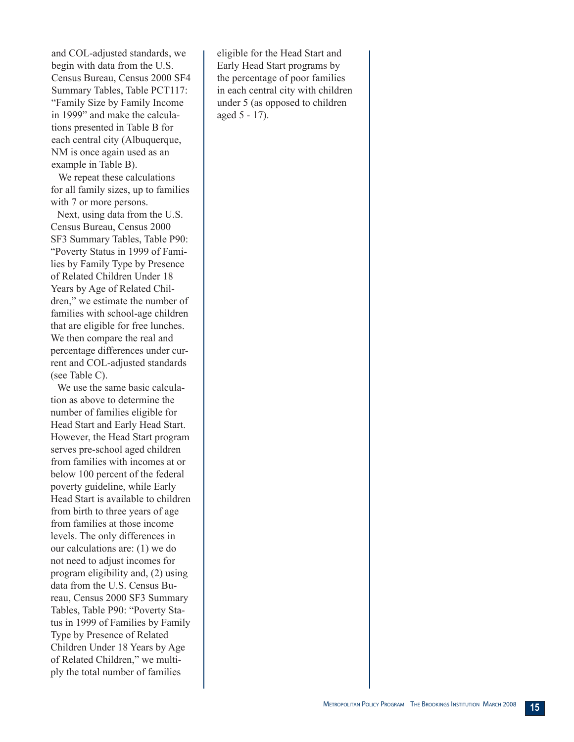and COL-adjusted standards, we begin with data from the U.S. Census Bureau, Census 2000 SF4 Summary Tables, Table PCT117: "Family Size by Family Income in 1999" and make the calculations presented in Table B for each central city (Albuquerque, NM is once again used as an example in Table B).

We repeat these calculations for all family sizes, up to families with 7 or more persons.

Next, using data from the U.S. Census Bureau, Census 2000 SF3 Summary Tables, Table P90: "Poverty Status in 1999 of Families by Family Type by Presence of Related Children Under 18 Years by Age of Related Children," we estimate the number of families with school-age children that are eligible for free lunches. We then compare the real and percentage differences under current and COL-adjusted standards (see Table C).

We use the same basic calculation as above to determine the number of families eligible for Head Start and Early Head Start. However, the Head Start program serves pre-school aged children from families with incomes at or below 100 percent of the federal poverty guideline, while Early Head Start is available to children from birth to three years of age from families at those income levels. The only differences in our calculations are: (1) we do not need to adjust incomes for program eligibility and, (2) using data from the U.S. Census Bureau, Census 2000 SF3 Summary Tables, Table P90: "Poverty Status in 1999 of Families by Family Type by Presence of Related Children Under 18 Years by Age of Related Children," we multiply the total number of families eligible for the Head Start and Early Head Start programs by the percentage of poor families in each central city with children under 5 (as opposed to children aged 5 - 17).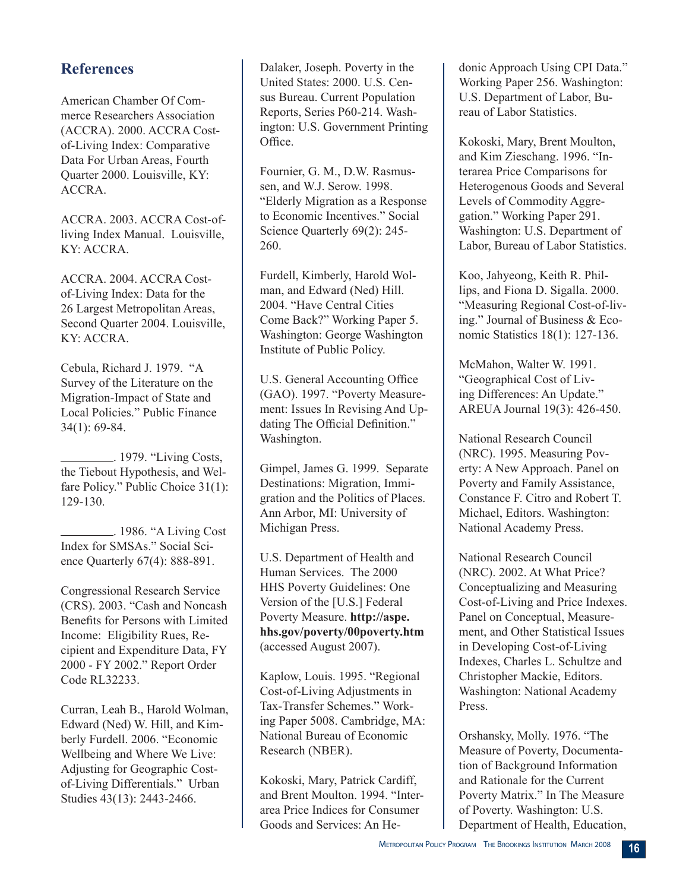## References

American Chamber Of Commerce Researchers Association (ACCRA). 2000. ACCRA Cost-of-Living Index: Comparative Data For Urban Areas, Fourth Quarter 2000. Louisville, KY: ACCRA.

ACCRA. 2003. ACCRA Cost-of-living Index Manual. Louisville, KY: ACCRA.

ACCRA. 2004. ACCRA Cost-of-Living Index: Data for the 26 Largest Metropolitan Areas, Second Quarter 2004. Louisville, KY: ACCRA.

Cebula, Richard J. 1979. "A Survey of the Literature on the Migration-Impact of State and Local Policies." Public Finance 34(1): 69-84.

________. 1979. "Living Costs, the Tiebout Hypothesis, and Welfare Policy." Public Choice 31(1): 129-130.

________. 1986. "A Living Cost Index for SMSAs." Social Science Quarterly 67(4): 888-891.

Congressional Research Service (CRS). 2003. "Cash and Noncash Benefits for Persons with Limited Income: Eligibility Rues, Recipient and Expenditure Data, FY 2000 - FY 2002." Report Order Code RL32233.

Curran, Leah B., Harold Wolman, Edward (Ned) W. Hill, and Kimberly Furdell. 2006. "Economic Wellbeing and Where We Live: Adjusting for Geographic Cost-of-Living Differentials." Urban Studies 43(13): 2443-2466.

Dalaker, Joseph. Poverty in the United States: 2000. U.S. Census Bureau. Current Population Reports, Series P60-214. Washington: U.S. Government Printing Office.

Fournier, G. M., D.W. Rasmussen, and W.J. Serow. 1998. "Elderly Migration as a Response to Economic Incentives." Social Science Quarterly 69(2): 245-260.

Furdell, Kimberly, Harold Wolman, and Edward (Ned) Hill. 2004. "Have Central Cities Come Back?" Working Paper 5. Washington: George Washington Institute of Public Policy.

U.S. General Accounting Office (GAO). 1997. "Poverty Measurement: Issues In Revising And Updating The Official Definition." Washington.

Gimpel, James G. 1999. Separate Destinations: Migration, Immigration and the Politics of Places. Ann Arbor, MI: University of Michigan Press.

U.S. Department of Health and Human Services. The 2000 HHS Poverty Guidelines: One Version of the [U.S.] Federal Poverty Measure. **http://aspe.hhs.gov/poverty/00poverty.htm** (accessed August 2007).

Kaplow, Louis. 1995. "Regional Cost-of-Living Adjustments in Tax-Transfer Schemes." Working Paper 5008. Cambridge, MA: National Bureau of Economic Research (NBER).

Kokoski, Mary, Patrick Cardiff, and Brent Moulton. 1994. "Interarea Price Indices for Consumer Goods and Services: An Hedonic Approach Using CPI Data." Working Paper 256. Washington: U.S. Department of Labor, Bureau of Labor Statistics.

Kokoski, Mary, Brent Moulton, and Kim Zieschang. 1996. "Interarea Price Comparisons for Heterogenous Goods and Several Levels of Commodity Aggregation." Working Paper 291. Washington: U.S. Department of Labor, Bureau of Labor Statistics.

Koo, Jahyeong, Keith R. Phillips, and Fiona D. Sigalla. 2000. "Measuring Regional Cost-of-living." Journal of Business & Economic Statistics 18(1): 127-136.

McMahon, Walter W. 1991. "Geographical Cost of Living Differences: An Update." AREUA Journal 19(3): 426-450.

National Research Council (NRC). 1995. Measuring Poverty: A New Approach. Panel on Poverty and Family Assistance, Constance F. Citro and Robert T. Michael, Editors. Washington: National Academy Press.

National Research Council (NRC). 2002. At What Price? Conceptualizing and Measuring Cost-of-Living and Price Indexes. Panel on Conceptual, Measurement, and Other Statistical Issues in Developing Cost-of-Living Indexes, Charles L. Schultze and Christopher Mackie, Editors. Washington: National Academy Press.

Orshansky, Molly. 1976. "The Measure of Poverty, Documentation of Background Information and Rationale for the Current Poverty Matrix." In The Measure of Poverty. Washington: U.S. Department of Health, Education,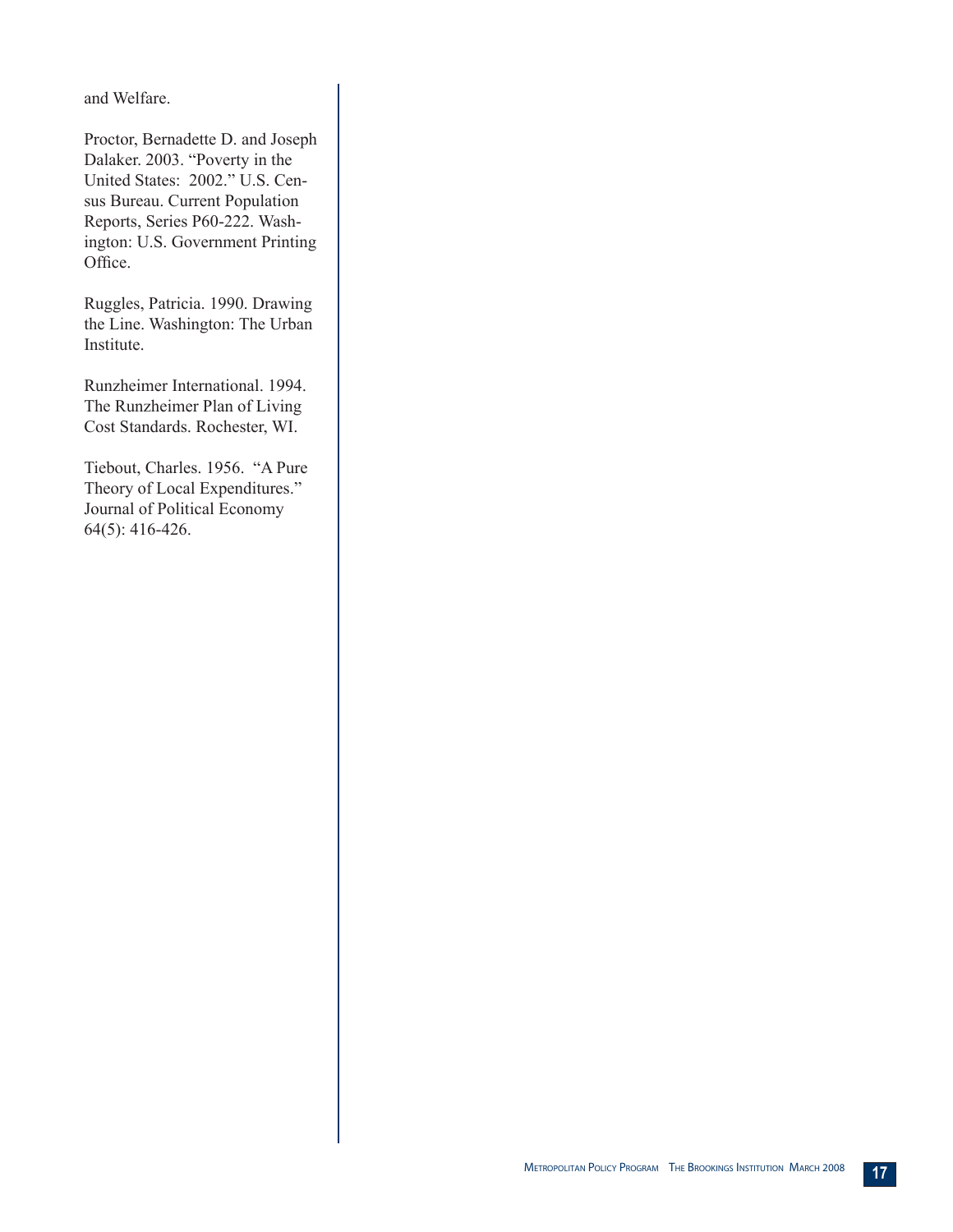and Welfare.

Proctor, Bernadette D. and Joseph Dalaker. 2003. "Poverty in the United States: 2002." U.S. Census Bureau. Current Population Reports, Series P60-222. Washington: U.S. Government Printing Office.

Ruggles, Patricia. 1990. Drawing the Line. Washington: The Urban Institute.

Runzheimer International. 1994. The Runzheimer Plan of Living Cost Standards. Rochester, WI.

Tiebout, Charles. 1956. "A Pure Theory of Local Expenditures." Journal of Political Economy 64(5): 416-426.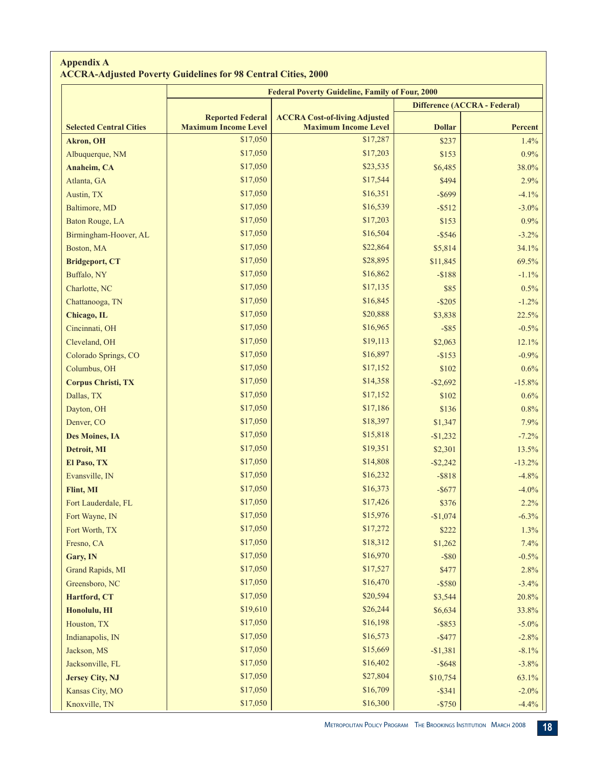**Appendix A**
**ACCRA-Adjusted Poverty Guidelines for 98 Central Cities, 2000**

| | Federal Poverty Guideline, Family of Four, 2000 | | | |
|---|---|---|---|---|
| | | | Difference (ACCRA - Federal) | |
| Selected Central Cities | Reported Federal Maximum Income Level | ACCRA Cost-of-living Adjusted Maximum Income Level | Dollar | Percent |
| **Akron, OH** | $17,050 | $17,287 | $237 | 1.4% |
| Albuquerque, NM | $17,050 | $17,203 | $153 | 0.9% |
| **Anaheim, CA** | $17,050 | $23,535 | $6,485 | 38.0% |
| Atlanta, GA | $17,050 | $17,544 | $494 | 2.9% |
| Austin, TX | $17,050 | $16,351 | -$699 | -4.1% |
| Baltimore, MD | $17,050 | $16,539 | -$512 | -3.0% |
| Baton Rouge, LA | $17,050 | $17,203 | $153 | 0.9% |
| Birmingham-Hoover, AL | $17,050 | $16,504 | -$546 | -3.2% |
| Boston, MA | $17,050 | $22,864 | $5,814 | 34.1% |
| **Bridgeport, CT** | $17,050 | $28,895 | $11,845 | 69.5% |
| Buffalo, NY | $17,050 | $16,862 | -$188 | -1.1% |
| Charlotte, NC | $17,050 | $17,135 | $85 | 0.5% |
| Chattanooga, TN | $17,050 | $16,845 | -$205 | -1.2% |
| **Chicago, IL** | $17,050 | $20,888 | $3,838 | 22.5% |
| Cincinnati, OH | $17,050 | $16,965 | -$85 | -0.5% |
| Cleveland, OH | $17,050 | $19,113 | $2,063 | 12.1% |
| Colorado Springs, CO | $17,050 | $16,897 | -$153 | -0.9% |
| Columbus, OH | $17,050 | $17,152 | $102 | 0.6% |
| **Corpus Christi, TX** | $17,050 | $14,358 | -$2,692 | -15.8% |
| Dallas, TX | $17,050 | $17,152 | $102 | 0.6% |
| Dayton, OH | $17,050 | $17,186 | $136 | 0.8% |
| Denver, CO | $17,050 | $18,397 | $1,347 | 7.9% |
| **Des Moines, IA** | $17,050 | $15,818 | -$1,232 | -7.2% |
| **Detroit, MI** | $17,050 | $19,351 | $2,301 | 13.5% |
| **El Paso, TX** | $17,050 | $14,808 | -$2,242 | -13.2% |
| Evansville, IN | $17,050 | $16,232 | -$818 | -4.8% |
| **Flint, MI** | $17,050 | $16,373 | -$677 | -4.0% |
| Fort Lauderdale, FL | $17,050 | $17,426 | $376 | 2.2% |
| Fort Wayne, IN | $17,050 | $15,976 | -$1,074 | -6.3% |
| Fort Worth, TX | $17,050 | $17,272 | $222 | 1.3% |
| Fresno, CA | $17,050 | $18,312 | $1,262 | 7.4% |
| **Gary, IN** | $17,050 | $16,970 | -$80 | -0.5% |
| Grand Rapids, MI | $17,050 | $17,527 | $477 | 2.8% |
| Greensboro, NC | $17,050 | $16,470 | -$580 | -3.4% |
| **Hartford, CT** | $17,050 | $20,594 | $3,544 | 20.8% |
| **Honolulu, HI** | $19,610 | $26,244 | $6,634 | 33.8% |
| Houston, TX | $17,050 | $16,198 | -$853 | -5.0% |
| Indianapolis, IN | $17,050 | $16,573 | -$477 | -2.8% |
| Jackson, MS | $17,050 | $15,669 | -$1,381 | -8.1% |
| Jacksonville, FL | $17,050 | $16,402 | -$648 | -3.8% |
| **Jersey City, NJ** | $17,050 | $27,804 | $10,754 | 63.1% |
| Kansas City, MO | $17,050 | $16,709 | -$341 | -2.0% |
| Knoxville, TN | $17,050 | $16,300 | -$750 | -4.4% |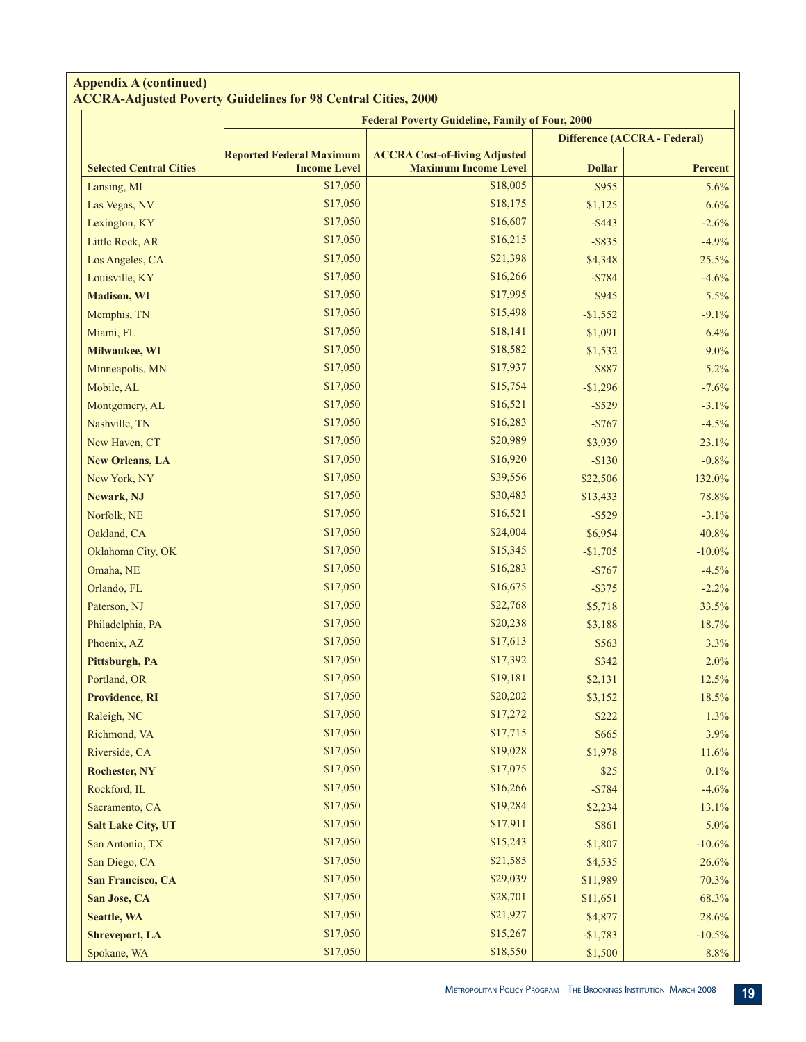## Appendix A (continued)
## ACCRA-Adjusted Poverty Guidelines for 98 Central Cities, 2000

| | Federal Poverty Guideline, Family of Four, 2000 | | | |
|---|---|---|---|---|
| | | | Difference (ACCRA - Federal) | |
| Selected Central Cities | Reported Federal Maximum Income Level | ACCRA Cost-of-living Adjusted Maximum Income Level | Dollar | Percent |
| Lansing, MI | $17,050 | $18,005 | $955 | 5.6% |
| Las Vegas, NV | $17,050 | $18,175 | $1,125 | 6.6% |
| Lexington, KY | $17,050 | $16,607 | -$443 | -2.6% |
| Little Rock, AR | $17,050 | $16,215 | -$835 | -4.9% |
| Los Angeles, CA | $17,050 | $21,398 | $4,348 | 25.5% |
| Louisville, KY | $17,050 | $16,266 | -$784 | -4.6% |
| **Madison, WI** | $17,050 | $17,995 | $945 | 5.5% |
| Memphis, TN | $17,050 | $15,498 | -$1,552 | -9.1% |
| Miami, FL | $17,050 | $18,141 | $1,091 | 6.4% |
| **Milwaukee, WI** | $17,050 | $18,582 | $1,532 | 9.0% |
| Minneapolis, MN | $17,050 | $17,937 | $887 | 5.2% |
| Mobile, AL | $17,050 | $15,754 | -$1,296 | -7.6% |
| Montgomery, AL | $17,050 | $16,521 | -$529 | -3.1% |
| Nashville, TN | $17,050 | $16,283 | -$767 | -4.5% |
| New Haven, CT | $17,050 | $20,989 | $3,939 | 23.1% |
| **New Orleans, LA** | $17,050 | $16,920 | -$130 | -0.8% |
| New York, NY | $17,050 | $39,556 | $22,506 | 132.0% |
| **Newark, NJ** | $17,050 | $30,483 | $13,433 | 78.8% |
| Norfolk, NE | $17,050 | $16,521 | -$529 | -3.1% |
| Oakland, CA | $17,050 | $24,004 | $6,954 | 40.8% |
| Oklahoma City, OK | $17,050 | $15,345 | -$1,705 | -10.0% |
| Omaha, NE | $17,050 | $16,283 | -$767 | -4.5% |
| Orlando, FL | $17,050 | $16,675 | -$375 | -2.2% |
| Paterson, NJ | $17,050 | $22,768 | $5,718 | 33.5% |
| Philadelphia, PA | $17,050 | $20,238 | $3,188 | 18.7% |
| Phoenix, AZ | $17,050 | $17,613 | $563 | 3.3% |
| **Pittsburgh, PA** | $17,050 | $17,392 | $342 | 2.0% |
| Portland, OR | $17,050 | $19,181 | $2,131 | 12.5% |
| **Providence, RI** | $17,050 | $20,202 | $3,152 | 18.5% |
| Raleigh, NC | $17,050 | $17,272 | $222 | 1.3% |
| Richmond, VA | $17,050 | $17,715 | $665 | 3.9% |
| Riverside, CA | $17,050 | $19,028 | $1,978 | 11.6% |
| **Rochester, NY** | $17,050 | $17,075 | $25 | 0.1% |
| Rockford, IL | $17,050 | $16,266 | -$784 | -4.6% |
| Sacramento, CA | $17,050 | $19,284 | $2,234 | 13.1% |
| **Salt Lake City, UT** | $17,050 | $17,911 | $861 | 5.0% |
| San Antonio, TX | $17,050 | $15,243 | -$1,807 | -10.6% |
| San Diego, CA | $17,050 | $21,585 | $4,535 | 26.6% |
| **San Francisco, CA** | $17,050 | $29,039 | $11,989 | 70.3% |
| **San Jose, CA** | $17,050 | $28,701 | $11,651 | 68.3% |
| **Seattle, WA** | $17,050 | $21,927 | $4,877 | 28.6% |
| **Shreveport, LA** | $17,050 | $15,267 | -$1,783 | -10.5% |
| Spokane, WA | $17,050 | $18,550 | $1,500 | 8.8% |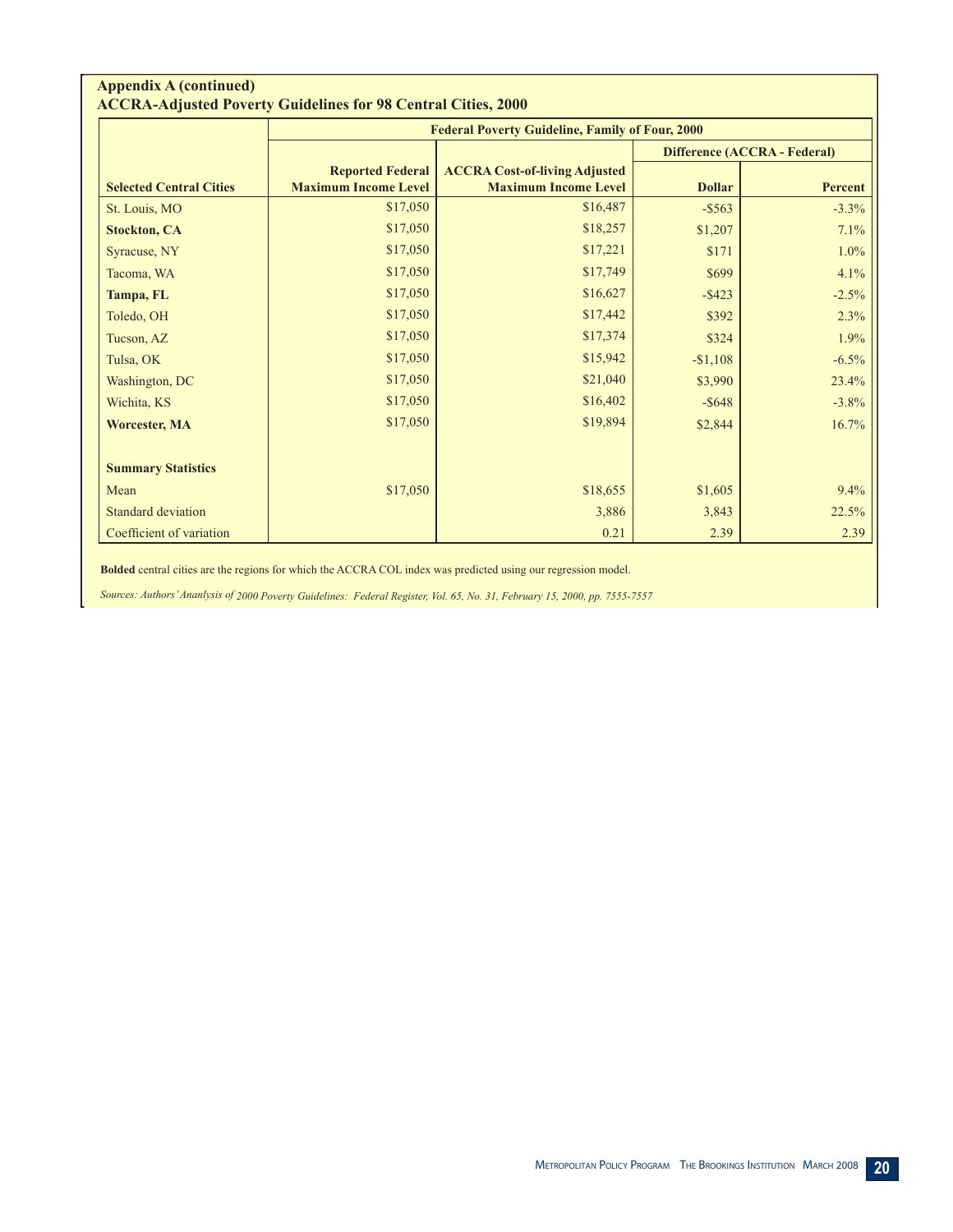## Appendix A (continued)

### ACCRA-Adjusted Poverty Guidelines for 98 Central Cities, 2000

| | Federal Poverty Guideline, Family of Four, 2000 | | | |
|---|---|---|---|---|
| | | | Difference (ACCRA - Federal) | |
| **Selected Central Cities** | **Reported Federal Maximum Income Level** | **ACCRA Cost-of-living Adjusted Maximum Income Level** | **Dollar** | **Percent** |
| St. Louis, MO | $17,050 | $16,487 | -$563 | -3.3% |
| **Stockton, CA** | $17,050 | $18,257 | $1,207 | 7.1% |
| Syracuse, NY | $17,050 | $17,221 | $171 | 1.0% |
| Tacoma, WA | $17,050 | $17,749 | $699 | 4.1% |
| **Tampa, FL** | $17,050 | $16,627 | -$423 | -2.5% |
| Toledo, OH | $17,050 | $17,442 | $392 | 2.3% |
| Tucson, AZ | $17,050 | $17,374 | $324 | 1.9% |
| Tulsa, OK | $17,050 | $15,942 | -$1,108 | -6.5% |
| Washington, DC | $17,050 | $21,040 | $3,990 | 23.4% |
| Wichita, KS | $17,050 | $16,402 | -$648 | -3.8% |
| **Worcester, MA** | $17,050 | $19,894 | $2,844 | 16.7% |
| | | | | |
| **Summary Statistics** | | | | |
| Mean | $17,050 | $18,655 | $1,605 | 9.4% |
| Standard deviation | | 3,886 | 3,843 | 22.5% |
| Coefficient of variation | | 0.21 | 2.39 | 2.39 |

**Bolded** central cities are the regions for which the ACCRA COL index was predicted using our regression model.

*Sources: Authors' Ananlysis of 2000 Poverty Guidelines: Federal Register, Vol. 65, No. 31, February 15, 2000, pp. 7555-7557*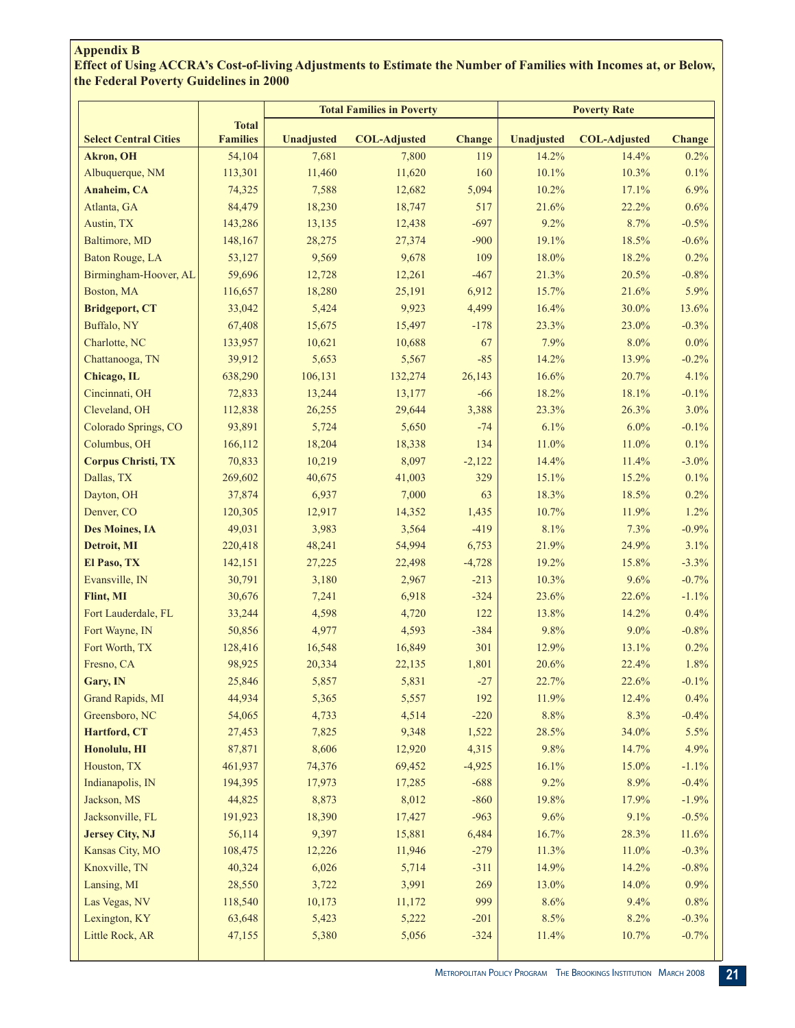**Appendix B**

**Effect of Using ACCRA's Cost-of-living Adjustments to Estimate the Number of Families with Incomes at, or Below, the Federal Poverty Guidelines in 2000**

| | | Total Families in Poverty | | | Poverty Rate | | |
|---|---|---|---|---|---|---|---|
| **Select Central Cities** | **Total Families** | **Unadjusted** | **COL-Adjusted** | **Change** | **Unadjusted** | **COL-Adjusted** | **Change** |
| **Akron, OH** | 54,104 | 7,681 | 7,800 | 119 | 14.2% | 14.4% | 0.2% |
| Albuquerque, NM | 113,301 | 11,460 | 11,620 | 160 | 10.1% | 10.3% | 0.1% |
| **Anaheim, CA** | 74,325 | 7,588 | 12,682 | 5,094 | 10.2% | 17.1% | 6.9% |
| Atlanta, GA | 84,479 | 18,230 | 18,747 | 517 | 21.6% | 22.2% | 0.6% |
| Austin, TX | 143,286 | 13,135 | 12,438 | -697 | 9.2% | 8.7% | -0.5% |
| Baltimore, MD | 148,167 | 28,275 | 27,374 | -900 | 19.1% | 18.5% | -0.6% |
| Baton Rouge, LA | 53,127 | 9,569 | 9,678 | 109 | 18.0% | 18.2% | 0.2% |
| Birmingham-Hoover, AL | 59,696 | 12,728 | 12,261 | -467 | 21.3% | 20.5% | -0.8% |
| Boston, MA | 116,657 | 18,280 | 25,191 | 6,912 | 15.7% | 21.6% | 5.9% |
| **Bridgeport, CT** | 33,042 | 5,424 | 9,923 | 4,499 | 16.4% | 30.0% | 13.6% |
| Buffalo, NY | 67,408 | 15,675 | 15,497 | -178 | 23.3% | 23.0% | -0.3% |
| Charlotte, NC | 133,957 | 10,621 | 10,688 | 67 | 7.9% | 8.0% | 0.0% |
| Chattanooga, TN | 39,912 | 5,653 | 5,567 | -85 | 14.2% | 13.9% | -0.2% |
| **Chicago, IL** | 638,290 | 106,131 | 132,274 | 26,143 | 16.6% | 20.7% | 4.1% |
| Cincinnati, OH | 72,833 | 13,244 | 13,177 | -66 | 18.2% | 18.1% | -0.1% |
| Cleveland, OH | 112,838 | 26,255 | 29,644 | 3,388 | 23.3% | 26.3% | 3.0% |
| Colorado Springs, CO | 93,891 | 5,724 | 5,650 | -74 | 6.1% | 6.0% | -0.1% |
| Columbus, OH | 166,112 | 18,204 | 18,338 | 134 | 11.0% | 11.0% | 0.1% |
| **Corpus Christi, TX** | 70,833 | 10,219 | 8,097 | -2,122 | 14.4% | 11.4% | -3.0% |
| Dallas, TX | 269,602 | 40,675 | 41,003 | 329 | 15.1% | 15.2% | 0.1% |
| Dayton, OH | 37,874 | 6,937 | 7,000 | 63 | 18.3% | 18.5% | 0.2% |
| Denver, CO | 120,305 | 12,917 | 14,352 | 1,435 | 10.7% | 11.9% | 1.2% |
| **Des Moines, IA** | 49,031 | 3,983 | 3,564 | -419 | 8.1% | 7.3% | -0.9% |
| **Detroit, MI** | 220,418 | 48,241 | 54,994 | 6,753 | 21.9% | 24.9% | 3.1% |
| **El Paso, TX** | 142,151 | 27,225 | 22,498 | -4,728 | 19.2% | 15.8% | -3.3% |
| Evansville, IN | 30,791 | 3,180 | 2,967 | -213 | 10.3% | 9.6% | -0.7% |
| **Flint, MI** | 30,676 | 7,241 | 6,918 | -324 | 23.6% | 22.6% | -1.1% |
| Fort Lauderdale, FL | 33,244 | 4,598 | 4,720 | 122 | 13.8% | 14.2% | 0.4% |
| Fort Wayne, IN | 50,856 | 4,977 | 4,593 | -384 | 9.8% | 9.0% | -0.8% |
| Fort Worth, TX | 128,416 | 16,548 | 16,849 | 301 | 12.9% | 13.1% | 0.2% |
| Fresno, CA | 98,925 | 20,334 | 22,135 | 1,801 | 20.6% | 22.4% | 1.8% |
| **Gary, IN** | 25,846 | 5,857 | 5,831 | -27 | 22.7% | 22.6% | -0.1% |
| Grand Rapids, MI | 44,934 | 5,365 | 5,557 | 192 | 11.9% | 12.4% | 0.4% |
| Greensboro, NC | 54,065 | 4,733 | 4,514 | -220 | 8.8% | 8.3% | -0.4% |
| **Hartford, CT** | 27,453 | 7,825 | 9,348 | 1,522 | 28.5% | 34.0% | 5.5% |
| **Honolulu, HI** | 87,871 | 8,606 | 12,920 | 4,315 | 9.8% | 14.7% | 4.9% |
| Houston, TX | 461,937 | 74,376 | 69,452 | -4,925 | 16.1% | 15.0% | -1.1% |
| Indianapolis, IN | 194,395 | 17,973 | 17,285 | -688 | 9.2% | 8.9% | -0.4% |
| Jackson, MS | 44,825 | 8,873 | 8,012 | -860 | 19.8% | 17.9% | -1.9% |
| Jacksonville, FL | 191,923 | 18,390 | 17,427 | -963 | 9.6% | 9.1% | -0.5% |
| **Jersey City, NJ** | 56,114 | 9,397 | 15,881 | 6,484 | 16.7% | 28.3% | 11.6% |
| Kansas City, MO | 108,475 | 12,226 | 11,946 | -279 | 11.3% | 11.0% | -0.3% |
| Knoxville, TN | 40,324 | 6,026 | 5,714 | -311 | 14.9% | 14.2% | -0.8% |
| Lansing, MI | 28,550 | 3,722 | 3,991 | 269 | 13.0% | 14.0% | 0.9% |
| Las Vegas, NV | 118,540 | 10,173 | 11,172 | 999 | 8.6% | 9.4% | 0.8% |
| Lexington, KY | 63,648 | 5,423 | 5,222 | -201 | 8.5% | 8.2% | -0.3% |
| Little Rock, AR | 47,155 | 5,380 | 5,056 | -324 | 11.4% | 10.7% | -0.7% |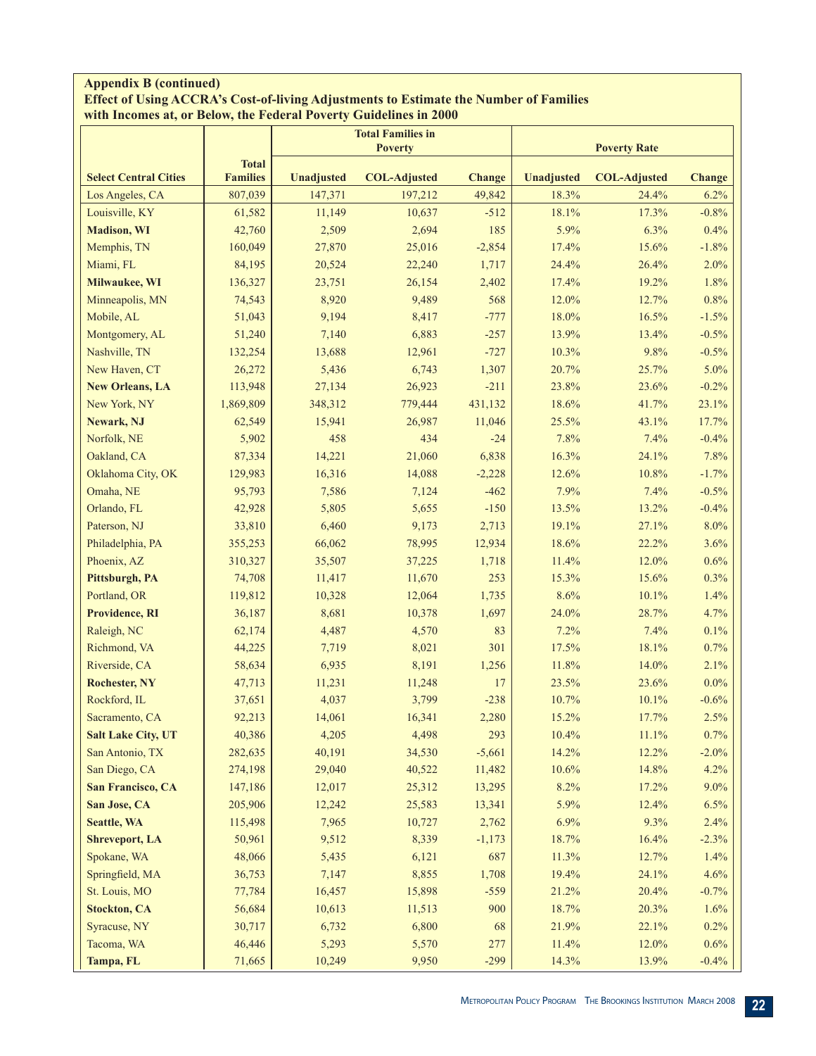**Appendix B (continued)**
**Effect of Using ACCRA's Cost-of-living Adjustments to Estimate the Number of Families with Incomes at, or Below, the Federal Poverty Guidelines in 2000**

| | | Total Families in Poverty | | | Poverty Rate | | |
|---|---|---|---|---|---|---|---|
| **Select Central Cities** | **Total Families** | **Unadjusted** | **COL-Adjusted** | **Change** | **Unadjusted** | **COL-Adjusted** | **Change** |
| Los Angeles, CA | 807,039 | 147,371 | 197,212 | 49,842 | 18.3% | 24.4% | 6.2% |
| Louisville, KY | 61,582 | 11,149 | 10,637 | -512 | 18.1% | 17.3% | -0.8% |
| **Madison, WI** | 42,760 | 2,509 | 2,694 | 185 | 5.9% | 6.3% | 0.4% |
| Memphis, TN | 160,049 | 27,870 | 25,016 | -2,854 | 17.4% | 15.6% | -1.8% |
| Miami, FL | 84,195 | 20,524 | 22,240 | 1,717 | 24.4% | 26.4% | 2.0% |
| **Milwaukee, WI** | 136,327 | 23,751 | 26,154 | 2,402 | 17.4% | 19.2% | 1.8% |
| Minneapolis, MN | 74,543 | 8,920 | 9,489 | 568 | 12.0% | 12.7% | 0.8% |
| Mobile, AL | 51,043 | 9,194 | 8,417 | -777 | 18.0% | 16.5% | -1.5% |
| Montgomery, AL | 51,240 | 7,140 | 6,883 | -257 | 13.9% | 13.4% | -0.5% |
| Nashville, TN | 132,254 | 13,688 | 12,961 | -727 | 10.3% | 9.8% | -0.5% |
| New Haven, CT | 26,272 | 5,436 | 6,743 | 1,307 | 20.7% | 25.7% | 5.0% |
| **New Orleans, LA** | 113,948 | 27,134 | 26,923 | -211 | 23.8% | 23.6% | -0.2% |
| New York, NY | 1,869,809 | 348,312 | 779,444 | 431,132 | 18.6% | 41.7% | 23.1% |
| **Newark, NJ** | 62,549 | 15,941 | 26,987 | 11,046 | 25.5% | 43.1% | 17.7% |
| Norfolk, NE | 5,902 | 458 | 434 | -24 | 7.8% | 7.4% | -0.4% |
| Oakland, CA | 87,334 | 14,221 | 21,060 | 6,838 | 16.3% | 24.1% | 7.8% |
| Oklahoma City, OK | 129,983 | 16,316 | 14,088 | -2,228 | 12.6% | 10.8% | -1.7% |
| Omaha, NE | 95,793 | 7,586 | 7,124 | -462 | 7.9% | 7.4% | -0.5% |
| Orlando, FL | 42,928 | 5,805 | 5,655 | -150 | 13.5% | 13.2% | -0.4% |
| Paterson, NJ | 33,810 | 6,460 | 9,173 | 2,713 | 19.1% | 27.1% | 8.0% |
| Philadelphia, PA | 355,253 | 66,062 | 78,995 | 12,934 | 18.6% | 22.2% | 3.6% |
| Phoenix, AZ | 310,327 | 35,507 | 37,225 | 1,718 | 11.4% | 12.0% | 0.6% |
| **Pittsburgh, PA** | 74,708 | 11,417 | 11,670 | 253 | 15.3% | 15.6% | 0.3% |
| Portland, OR | 119,812 | 10,328 | 12,064 | 1,735 | 8.6% | 10.1% | 1.4% |
| **Providence, RI** | 36,187 | 8,681 | 10,378 | 1,697 | 24.0% | 28.7% | 4.7% |
| Raleigh, NC | 62,174 | 4,487 | 4,570 | 83 | 7.2% | 7.4% | 0.1% |
| Richmond, VA | 44,225 | 7,719 | 8,021 | 301 | 17.5% | 18.1% | 0.7% |
| Riverside, CA | 58,634 | 6,935 | 8,191 | 1,256 | 11.8% | 14.0% | 2.1% |
| **Rochester, NY** | 47,713 | 11,231 | 11,248 | 17 | 23.5% | 23.6% | 0.0% |
| Rockford, IL | 37,651 | 4,037 | 3,799 | -238 | 10.7% | 10.1% | -0.6% |
| Sacramento, CA | 92,213 | 14,061 | 16,341 | 2,280 | 15.2% | 17.7% | 2.5% |
| **Salt Lake City, UT** | 40,386 | 4,205 | 4,498 | 293 | 10.4% | 11.1% | 0.7% |
| San Antonio, TX | 282,635 | 40,191 | 34,530 | -5,661 | 14.2% | 12.2% | -2.0% |
| San Diego, CA | 274,198 | 29,040 | 40,522 | 11,482 | 10.6% | 14.8% | 4.2% |
| **San Francisco, CA** | 147,186 | 12,017 | 25,312 | 13,295 | 8.2% | 17.2% | 9.0% |
| **San Jose, CA** | 205,906 | 12,242 | 25,583 | 13,341 | 5.9% | 12.4% | 6.5% |
| **Seattle, WA** | 115,498 | 7,965 | 10,727 | 2,762 | 6.9% | 9.3% | 2.4% |
| **Shreveport, LA** | 50,961 | 9,512 | 8,339 | -1,173 | 18.7% | 16.4% | -2.3% |
| Spokane, WA | 48,066 | 5,435 | 6,121 | 687 | 11.3% | 12.7% | 1.4% |
| Springfield, MA | 36,753 | 7,147 | 8,855 | 1,708 | 19.4% | 24.1% | 4.6% |
| St. Louis, MO | 77,784 | 16,457 | 15,898 | -559 | 21.2% | 20.4% | -0.7% |
| **Stockton, CA** | 56,684 | 10,613 | 11,513 | 900 | 18.7% | 20.3% | 1.6% |
| Syracuse, NY | 30,717 | 6,732 | 6,800 | 68 | 21.9% | 22.1% | 0.2% |
| Tacoma, WA | 46,446 | 5,293 | 5,570 | 277 | 11.4% | 12.0% | 0.6% |
| **Tampa, FL** | 71,665 | 10,249 | 9,950 | -299 | 14.3% | 13.9% | -0.4% |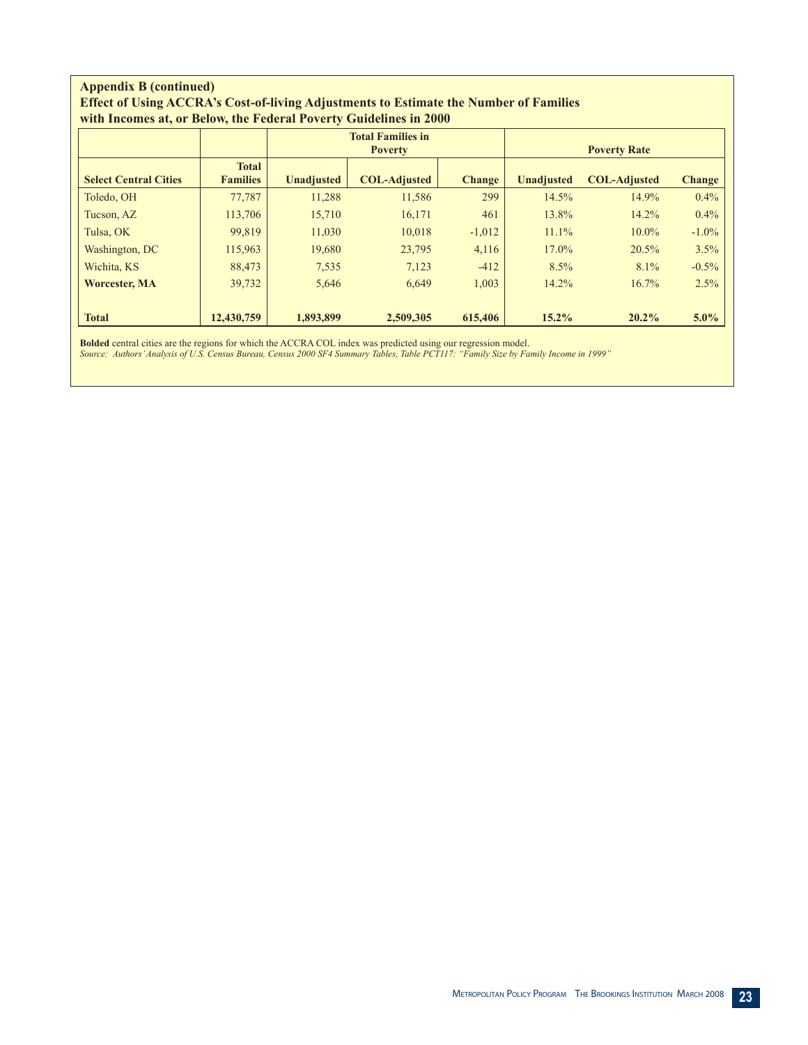**Appendix B (continued)**
**Effect of Using ACCRA's Cost-of-living Adjustments to Estimate the Number of Families with Incomes at, or Below, the Federal Poverty Guidelines in 2000**

| | | Total Families in Poverty | | | Poverty Rate | | |
|---|---|---|---|---|---|---|---|
| **Select Central Cities** | **Total Families** | **Unadjusted** | **COL-Adjusted** | **Change** | **Unadjusted** | **COL-Adjusted** | **Change** |
| Toledo, OH | 77,787 | 11,288 | 11,586 | 299 | 14.5% | 14.9% | 0.4% |
| Tucson, AZ | 113,706 | 15,710 | 16,171 | 461 | 13.8% | 14.2% | 0.4% |
| Tulsa, OK | 99,819 | 11,030 | 10,018 | -1,012 | 11.1% | 10.0% | -1.0% |
| Washington, DC | 115,963 | 19,680 | 23,795 | 4,116 | 17.0% | 20.5% | 3.5% |
| Wichita, KS | 88,473 | 7,535 | 7,123 | -412 | 8.5% | 8.1% | -0.5% |
| **Worcester, MA** | 39,732 | 5,646 | 6,649 | 1,003 | 14.2% | 16.7% | 2.5% |
| **Total** | **12,430,759** | **1,893,899** | **2,509,305** | **615,406** | **15.2%** | **20.2%** | **5.0%** |

**Bolded** central cities are the regions for which the ACCRA COL index was predicted using our regression model.
*Source: Authors' Analysis of U.S. Census Bureau, Census 2000 SF4 Summary Tables, Table PCT117: "Family Size by Family Income in 1999"*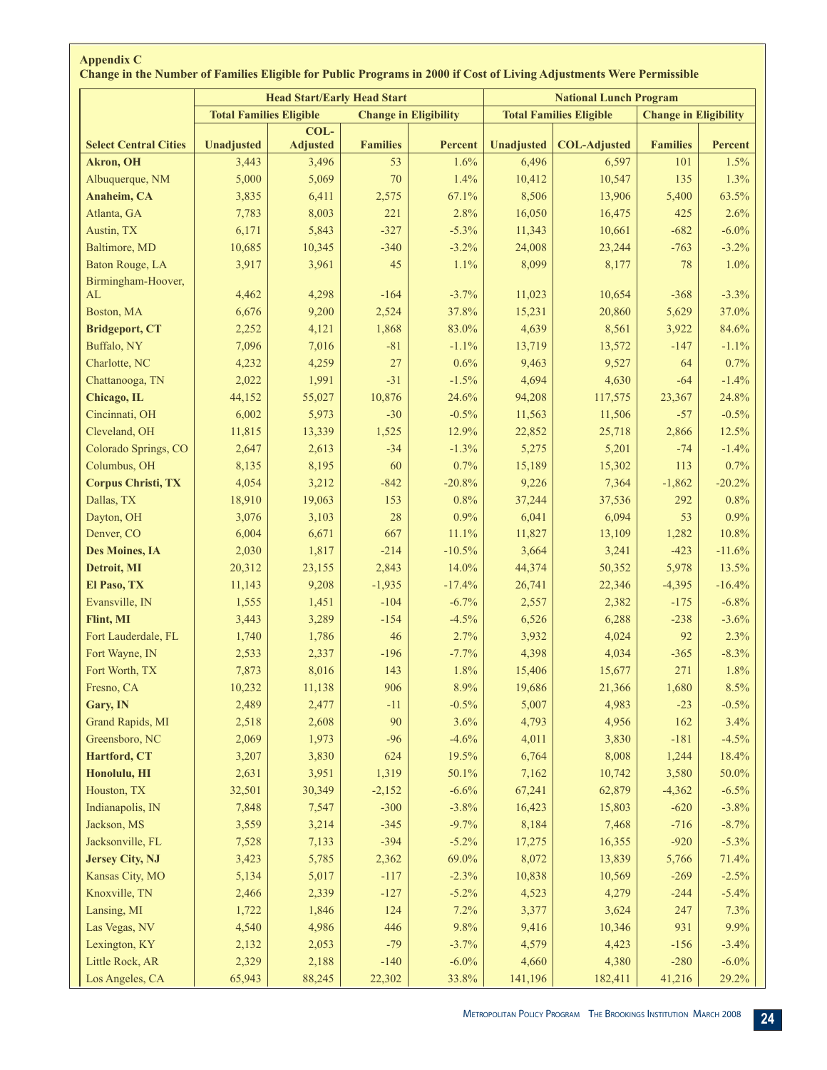**Appendix C**

**Change in the Number of Families Eligible for Public Programs in 2000 if Cost of Living Adjustments Were Permissible**

| | Head Start/Early Head Start | | | | National Lunch Program | | | |
|---|---|---|---|---|---|---|---|---|
| | Total Families Eligible | | Change in Eligibility | | Total Families Eligible | | Change in Eligibility | |
| Select Central Cities | Unadjusted | COL-Adjusted | Families | Percent | Unadjusted | COL-Adjusted | Families | Percent |
| **Akron, OH** | 3,443 | 3,496 | 53 | 1.6% | 6,496 | 6,597 | 101 | 1.5% |
| Albuquerque, NM | 5,000 | 5,069 | 70 | 1.4% | 10,412 | 10,547 | 135 | 1.3% |
| **Anaheim, CA** | 3,835 | 6,411 | 2,575 | 67.1% | 8,506 | 13,906 | 5,400 | 63.5% |
| Atlanta, GA | 7,783 | 8,003 | 221 | 2.8% | 16,050 | 16,475 | 425 | 2.6% |
| Austin, TX | 6,171 | 5,843 | -327 | -5.3% | 11,343 | 10,661 | -682 | -6.0% |
| Baltimore, MD | 10,685 | 10,345 | -340 | -3.2% | 24,008 | 23,244 | -763 | -3.2% |
| Baton Rouge, LA | 3,917 | 3,961 | 45 | 1.1% | 8,099 | 8,177 | 78 | 1.0% |
| Birmingham-Hoover, AL | 4,462 | 4,298 | -164 | -3.7% | 11,023 | 10,654 | -368 | -3.3% |
| Boston, MA | 6,676 | 9,200 | 2,524 | 37.8% | 15,231 | 20,860 | 5,629 | 37.0% |
| **Bridgeport, CT** | 2,252 | 4,121 | 1,868 | 83.0% | 4,639 | 8,561 | 3,922 | 84.6% |
| Buffalo, NY | 7,096 | 7,016 | -81 | -1.1% | 13,719 | 13,572 | -147 | -1.1% |
| Charlotte, NC | 4,232 | 4,259 | 27 | 0.6% | 9,463 | 9,527 | 64 | 0.7% |
| Chattanooga, TN | 2,022 | 1,991 | -31 | -1.5% | 4,694 | 4,630 | -64 | -1.4% |
| **Chicago, IL** | 44,152 | 55,027 | 10,876 | 24.6% | 94,208 | 117,575 | 23,367 | 24.8% |
| Cincinnati, OH | 6,002 | 5,973 | -30 | -0.5% | 11,563 | 11,506 | -57 | -0.5% |
| Cleveland, OH | 11,815 | 13,339 | 1,525 | 12.9% | 22,852 | 25,718 | 2,866 | 12.5% |
| Colorado Springs, CO | 2,647 | 2,613 | -34 | -1.3% | 5,275 | 5,201 | -74 | -1.4% |
| Columbus, OH | 8,135 | 8,195 | 60 | 0.7% | 15,189 | 15,302 | 113 | 0.7% |
| **Corpus Christi, TX** | 4,054 | 3,212 | -842 | -20.8% | 9,226 | 7,364 | -1,862 | -20.2% |
| Dallas, TX | 18,910 | 19,063 | 153 | 0.8% | 37,244 | 37,536 | 292 | 0.8% |
| Dayton, OH | 3,076 | 3,103 | 28 | 0.9% | 6,041 | 6,094 | 53 | 0.9% |
| Denver, CO | 6,004 | 6,671 | 667 | 11.1% | 11,827 | 13,109 | 1,282 | 10.8% |
| **Des Moines, IA** | 2,030 | 1,817 | -214 | -10.5% | 3,664 | 3,241 | -423 | -11.6% |
| **Detroit, MI** | 20,312 | 23,155 | 2,843 | 14.0% | 44,374 | 50,352 | 5,978 | 13.5% |
| **El Paso, TX** | 11,143 | 9,208 | -1,935 | -17.4% | 26,741 | 22,346 | -4,395 | -16.4% |
| Evansville, IN | 1,555 | 1,451 | -104 | -6.7% | 2,557 | 2,382 | -175 | -6.8% |
| **Flint, MI** | 3,443 | 3,289 | -154 | -4.5% | 6,526 | 6,288 | -238 | -3.6% |
| Fort Lauderdale, FL | 1,740 | 1,786 | 46 | 2.7% | 3,932 | 4,024 | 92 | 2.3% |
| Fort Wayne, IN | 2,533 | 2,337 | -196 | -7.7% | 4,398 | 4,034 | -365 | -8.3% |
| Fort Worth, TX | 7,873 | 8,016 | 143 | 1.8% | 15,406 | 15,677 | 271 | 1.8% |
| Fresno, CA | 10,232 | 11,138 | 906 | 8.9% | 19,686 | 21,366 | 1,680 | 8.5% |
| **Gary, IN** | 2,489 | 2,477 | -11 | -0.5% | 5,007 | 4,983 | -23 | -0.5% |
| Grand Rapids, MI | 2,518 | 2,608 | 90 | 3.6% | 4,793 | 4,956 | 162 | 3.4% |
| Greensboro, NC | 2,069 | 1,973 | -96 | -4.6% | 4,011 | 3,830 | -181 | -4.5% |
| **Hartford, CT** | 3,207 | 3,830 | 624 | 19.5% | 6,764 | 8,008 | 1,244 | 18.4% |
| **Honolulu, HI** | 2,631 | 3,951 | 1,319 | 50.1% | 7,162 | 10,742 | 3,580 | 50.0% |
| Houston, TX | 32,501 | 30,349 | -2,152 | -6.6% | 67,241 | 62,879 | -4,362 | -6.5% |
| Indianapolis, IN | 7,848 | 7,547 | -300 | -3.8% | 16,423 | 15,803 | -620 | -3.8% |
| Jackson, MS | 3,559 | 3,214 | -345 | -9.7% | 8,184 | 7,468 | -716 | -8.7% |
| Jacksonville, FL | 7,528 | 7,133 | -394 | -5.2% | 17,275 | 16,355 | -920 | -5.3% |
| **Jersey City, NJ** | 3,423 | 5,785 | 2,362 | 69.0% | 8,072 | 13,839 | 5,766 | 71.4% |
| Kansas City, MO | 5,134 | 5,017 | -117 | -2.3% | 10,838 | 10,569 | -269 | -2.5% |
| Knoxville, TN | 2,466 | 2,339 | -127 | -5.2% | 4,523 | 4,279 | -244 | -5.4% |
| Lansing, MI | 1,722 | 1,846 | 124 | 7.2% | 3,377 | 3,624 | 247 | 7.3% |
| Las Vegas, NV | 4,540 | 4,986 | 446 | 9.8% | 9,416 | 10,346 | 931 | 9.9% |
| Lexington, KY | 2,132 | 2,053 | -79 | -3.7% | 4,579 | 4,423 | -156 | -3.4% |
| Little Rock, AR | 2,329 | 2,188 | -140 | -6.0% | 4,660 | 4,380 | -280 | -6.0% |
| Los Angeles, CA | 65,943 | 88,245 | 22,302 | 33.8% | 141,196 | 182,411 | 41,216 | 29.2% |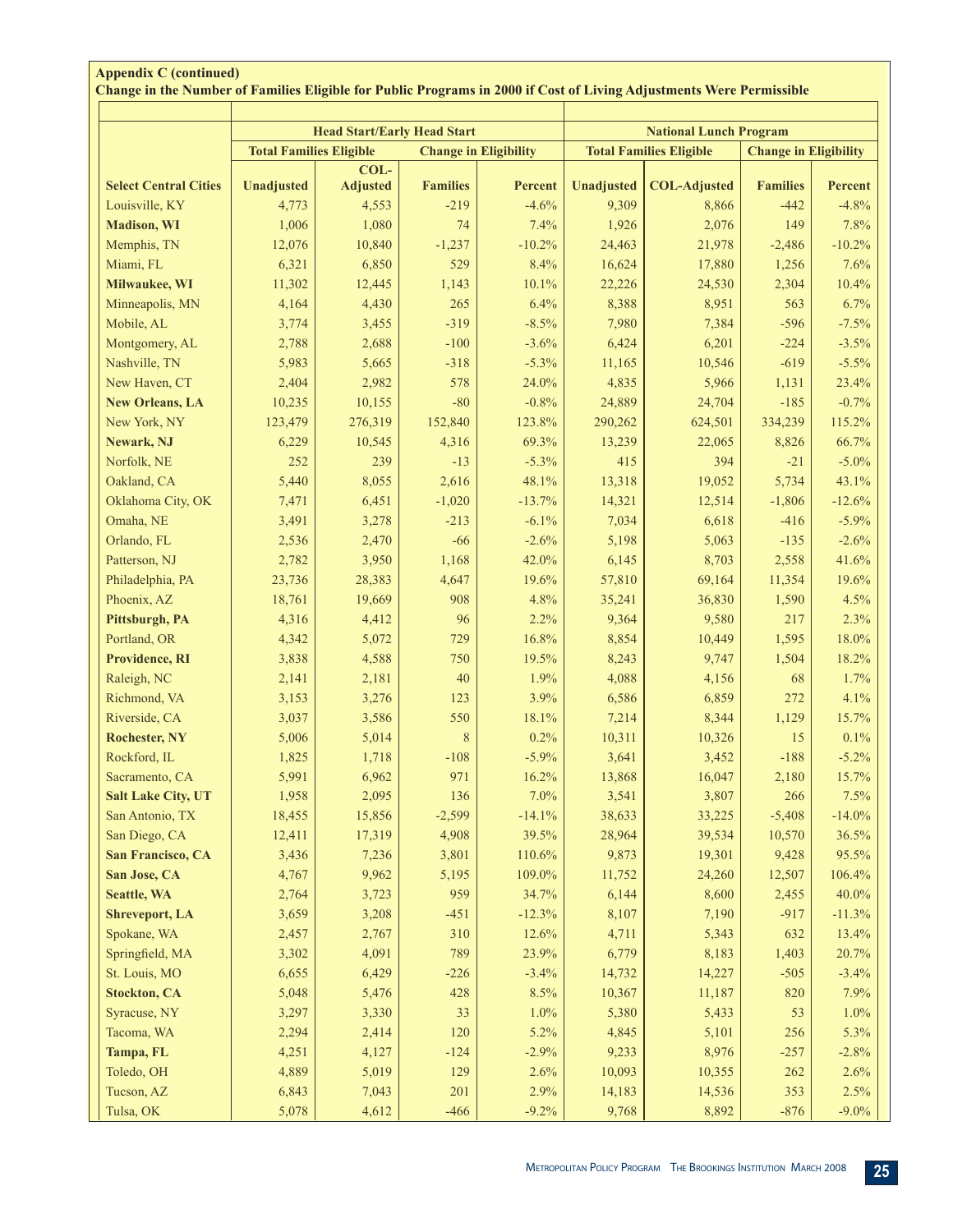**Appendix C (continued)**
**Change in the Number of Families Eligible for Public Programs in 2000 if Cost of Living Adjustments Were Permissible**

| | Head Start/Early Head Start | | | | National Lunch Program | | | |
|---|---|---|---|---|---|---|---|---|
| | Total Families Eligible | | Change in Eligibility | | Total Families Eligible | | Change in Eligibility | |
| **Select Central Cities** | **Unadjusted** | **COL-Adjusted** | **Families** | **Percent** | **Unadjusted** | **COL-Adjusted** | **Families** | **Percent** |
| Louisville, KY | 4,773 | 4,553 | -219 | -4.6% | 9,309 | 8,866 | -442 | -4.8% |
| **Madison, WI** | 1,006 | 1,080 | 74 | 7.4% | 1,926 | 2,076 | 149 | 7.8% |
| Memphis, TN | 12,076 | 10,840 | -1,237 | -10.2% | 24,463 | 21,978 | -2,486 | -10.2% |
| Miami, FL | 6,321 | 6,850 | 529 | 8.4% | 16,624 | 17,880 | 1,256 | 7.6% |
| **Milwaukee, WI** | 11,302 | 12,445 | 1,143 | 10.1% | 22,226 | 24,530 | 2,304 | 10.4% |
| Minneapolis, MN | 4,164 | 4,430 | 265 | 6.4% | 8,388 | 8,951 | 563 | 6.7% |
| Mobile, AL | 3,774 | 3,455 | -319 | -8.5% | 7,980 | 7,384 | -596 | -7.5% |
| Montgomery, AL | 2,788 | 2,688 | -100 | -3.6% | 6,424 | 6,201 | -224 | -3.5% |
| Nashville, TN | 5,983 | 5,665 | -318 | -5.3% | 11,165 | 10,546 | -619 | -5.5% |
| New Haven, CT | 2,404 | 2,982 | 578 | 24.0% | 4,835 | 5,966 | 1,131 | 23.4% |
| **New Orleans, LA** | 10,235 | 10,155 | -80 | -0.8% | 24,889 | 24,704 | -185 | -0.7% |
| New York, NY | 123,479 | 276,319 | 152,840 | 123.8% | 290,262 | 624,501 | 334,239 | 115.2% |
| **Newark, NJ** | 6,229 | 10,545 | 4,316 | 69.3% | 13,239 | 22,065 | 8,826 | 66.7% |
| Norfolk, NE | 252 | 239 | -13 | -5.3% | 415 | 394 | -21 | -5.0% |
| Oakland, CA | 5,440 | 8,055 | 2,616 | 48.1% | 13,318 | 19,052 | 5,734 | 43.1% |
| Oklahoma City, OK | 7,471 | 6,451 | -1,020 | -13.7% | 14,321 | 12,514 | -1,806 | -12.6% |
| Omaha, NE | 3,491 | 3,278 | -213 | -6.1% | 7,034 | 6,618 | -416 | -5.9% |
| Orlando, FL | 2,536 | 2,470 | -66 | -2.6% | 5,198 | 5,063 | -135 | -2.6% |
| Patterson, NJ | 2,782 | 3,950 | 1,168 | 42.0% | 6,145 | 8,703 | 2,558 | 41.6% |
| Philadelphia, PA | 23,736 | 28,383 | 4,647 | 19.6% | 57,810 | 69,164 | 11,354 | 19.6% |
| Phoenix, AZ | 18,761 | 19,669 | 908 | 4.8% | 35,241 | 36,830 | 1,590 | 4.5% |
| **Pittsburgh, PA** | 4,316 | 4,412 | 96 | 2.2% | 9,364 | 9,580 | 217 | 2.3% |
| Portland, OR | 4,342 | 5,072 | 729 | 16.8% | 8,854 | 10,449 | 1,595 | 18.0% |
| **Providence, RI** | 3,838 | 4,588 | 750 | 19.5% | 8,243 | 9,747 | 1,504 | 18.2% |
| Raleigh, NC | 2,141 | 2,181 | 40 | 1.9% | 4,088 | 4,156 | 68 | 1.7% |
| Richmond, VA | 3,153 | 3,276 | 123 | 3.9% | 6,586 | 6,859 | 272 | 4.1% |
| Riverside, CA | 3,037 | 3,586 | 550 | 18.1% | 7,214 | 8,344 | 1,129 | 15.7% |
| **Rochester, NY** | 5,006 | 5,014 | 8 | 0.2% | 10,311 | 10,326 | 15 | 0.1% |
| Rockford, IL | 1,825 | 1,718 | -108 | -5.9% | 3,641 | 3,452 | -188 | -5.2% |
| Sacramento, CA | 5,991 | 6,962 | 971 | 16.2% | 13,868 | 16,047 | 2,180 | 15.7% |
| **Salt Lake City, UT** | 1,958 | 2,095 | 136 | 7.0% | 3,541 | 3,807 | 266 | 7.5% |
| San Antonio, TX | 18,455 | 15,856 | -2,599 | -14.1% | 38,633 | 33,225 | -5,408 | -14.0% |
| San Diego, CA | 12,411 | 17,319 | 4,908 | 39.5% | 28,964 | 39,534 | 10,570 | 36.5% |
| **San Francisco, CA** | 3,436 | 7,236 | 3,801 | 110.6% | 9,873 | 19,301 | 9,428 | 95.5% |
| **San Jose, CA** | 4,767 | 9,962 | 5,195 | 109.0% | 11,752 | 24,260 | 12,507 | 106.4% |
| **Seattle, WA** | 2,764 | 3,723 | 959 | 34.7% | 6,144 | 8,600 | 2,455 | 40.0% |
| **Shreveport, LA** | 3,659 | 3,208 | -451 | -12.3% | 8,107 | 7,190 | -917 | -11.3% |
| Spokane, WA | 2,457 | 2,767 | 310 | 12.6% | 4,711 | 5,343 | 632 | 13.4% |
| Springfield, MA | 3,302 | 4,091 | 789 | 23.9% | 6,779 | 8,183 | 1,403 | 20.7% |
| St. Louis, MO | 6,655 | 6,429 | -226 | -3.4% | 14,732 | 14,227 | -505 | -3.4% |
| **Stockton, CA** | 5,048 | 5,476 | 428 | 8.5% | 10,367 | 11,187 | 820 | 7.9% |
| Syracuse, NY | 3,297 | 3,330 | 33 | 1.0% | 5,380 | 5,433 | 53 | 1.0% |
| Tacoma, WA | 2,294 | 2,414 | 120 | 5.2% | 4,845 | 5,101 | 256 | 5.3% |
| **Tampa, FL** | 4,251 | 4,127 | -124 | -2.9% | 9,233 | 8,976 | -257 | -2.8% |
| Toledo, OH | 4,889 | 5,019 | 129 | 2.6% | 10,093 | 10,355 | 262 | 2.6% |
| Tucson, AZ | 6,843 | 7,043 | 201 | 2.9% | 14,183 | 14,536 | 353 | 2.5% |
| Tulsa, OK | 5,078 | 4,612 | -466 | -9.2% | 9,768 | 8,892 | -876 | -9.0% |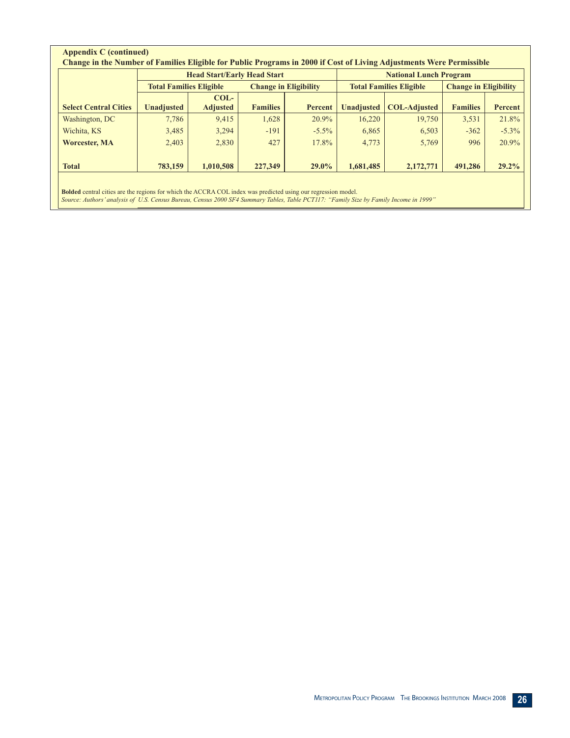**Appendix C (continued)**

**Change in the Number of Families Eligible for Public Programs in 2000 if Cost of Living Adjustments Were Permissible**

| | Head Start/Early Head Start | | | | National Lunch Program | | | |
|---|---|---|---|---|---|---|---|---|
| | Total Families Eligible | | Change in Eligibility | | Total Families Eligible | | Change in Eligibility | |
| **Select Central Cities** | **Unadjusted** | **COL-Adjusted** | **Families** | **Percent** | **Unadjusted** | **COL-Adjusted** | **Families** | **Percent** |
| Washington, DC | 7,786 | 9,415 | 1,628 | 20.9% | 16,220 | 19,750 | 3,531 | 21.8% |
| Wichita, KS | 3,485 | 3,294 | -191 | -5.5% | 6,865 | 6,503 | -362 | -5.3% |
| **Worcester, MA** | 2,403 | 2,830 | 427 | 17.8% | 4,773 | 5,769 | 996 | 20.9% |
| **Total** | **783,159** | **1,010,508** | **227,349** | **29.0%** | **1,681,485** | **2,172,771** | **491,286** | **29.2%** |

**Bolded** central cities are the regions for which the ACCRA COL index was predicted using our regression model.

*Source: Authors' analysis of U.S. Census Bureau, Census 2000 SF4 Summary Tables, Table PCT117: "Family Size by Family Income in 1999"*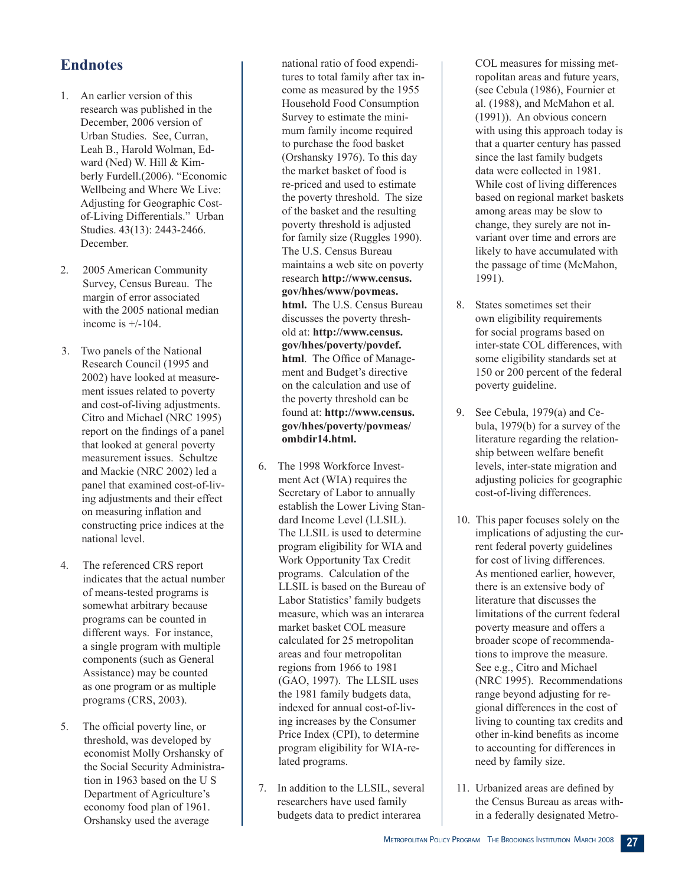## Endnotes

1. An earlier version of this research was published in the December, 2006 version of Urban Studies. See, Curran, Leah B., Harold Wolman, Edward (Ned) W. Hill & Kimberly Furdell.(2006). "Economic Wellbeing and Where We Live: Adjusting for Geographic Cost-of-Living Differentials." Urban Studies. 43(13): 2443-2466. December.

2. 2005 American Community Survey, Census Bureau. The margin of error associated with the 2005 national median income is +/-104.

3. Two panels of the National Research Council (1995 and 2002) have looked at measurement issues related to poverty and cost-of-living adjustments. Citro and Michael (NRC 1995) report on the findings of a panel that looked at general poverty measurement issues. Schultze and Mackie (NRC 2002) led a panel that examined cost-of-living adjustments and their effect on measuring inflation and constructing price indices at the national level.

4. The referenced CRS report indicates that the actual number of means-tested programs is somewhat arbitrary because programs can be counted in different ways. For instance, a single program with multiple components (such as General Assistance) may be counted as one program or as multiple programs (CRS, 2003).

5. The official poverty line, or threshold, was developed by economist Molly Orshansky of the Social Security Administration in 1963 based on the U S Department of Agriculture's economy food plan of 1961. Orshansky used the average national ratio of food expenditures to total family after tax income as measured by the 1955 Household Food Consumption Survey to estimate the minimum family income required to purchase the food basket (Orshansky 1976). To this day the market basket of food is re-priced and used to estimate the poverty threshold. The size of the basket and the resulting poverty threshold is adjusted for family size (Ruggles 1990). The U.S. Census Bureau maintains a web site on poverty research **http://www.census.gov/hhes/www/povmeas.html.** The U.S. Census Bureau discusses the poverty threshold at: **http://www.census.gov/hhes/poverty/povdef.html**. The Office of Management and Budget's directive on the calculation and use of the poverty threshold can be found at: **http://www.census.gov/hhes/poverty/povmeas/ombdir14.html.**

6. The 1998 Workforce Investment Act (WIA) requires the Secretary of Labor to annually establish the Lower Living Standard Income Level (LLSIL). The LLSIL is used to determine program eligibility for WIA and Work Opportunity Tax Credit programs. Calculation of the LLSIL is based on the Bureau of Labor Statistics' family budgets measure, which was an interarea market basket COL measure calculated for 25 metropolitan areas and four metropolitan regions from 1966 to 1981 (GAO, 1997). The LLSIL uses the 1981 family budgets data, indexed for annual cost-of-living increases by the Consumer Price Index (CPI), to determine program eligibility for WIA-related programs.

7. In addition to the LLSIL, several researchers have used family budgets data to predict interarea COL measures for missing metropolitan areas and future years, (see Cebula (1986), Fournier et al. (1988), and McMahon et al. (1991)). An obvious concern with using this approach today is that a quarter century has passed since the last family budgets data were collected in 1981. While cost of living differences based on regional market baskets among areas may be slow to change, they surely are not invariant over time and errors are likely to have accumulated with the passage of time (McMahon, 1991).

8. States sometimes set their own eligibility requirements for social programs based on inter-state COL differences, with some eligibility standards set at 150 or 200 percent of the federal poverty guideline.

9. See Cebula, 1979(a) and Cebula, 1979(b) for a survey of the literature regarding the relationship between welfare benefit levels, inter-state migration and adjusting policies for geographic cost-of-living differences.

10. This paper focuses solely on the implications of adjusting the current federal poverty guidelines for cost of living differences. As mentioned earlier, however, there is an extensive body of literature that discusses the limitations of the current federal poverty measure and offers a broader scope of recommendations to improve the measure. See e.g., Citro and Michael (NRC 1995). Recommendations range beyond adjusting for regional differences in the cost of living to counting tax credits and other in-kind benefits as income to accounting for differences in need by family size.

11. Urbanized areas are defined by the Census Bureau as areas within a federally designated Metro-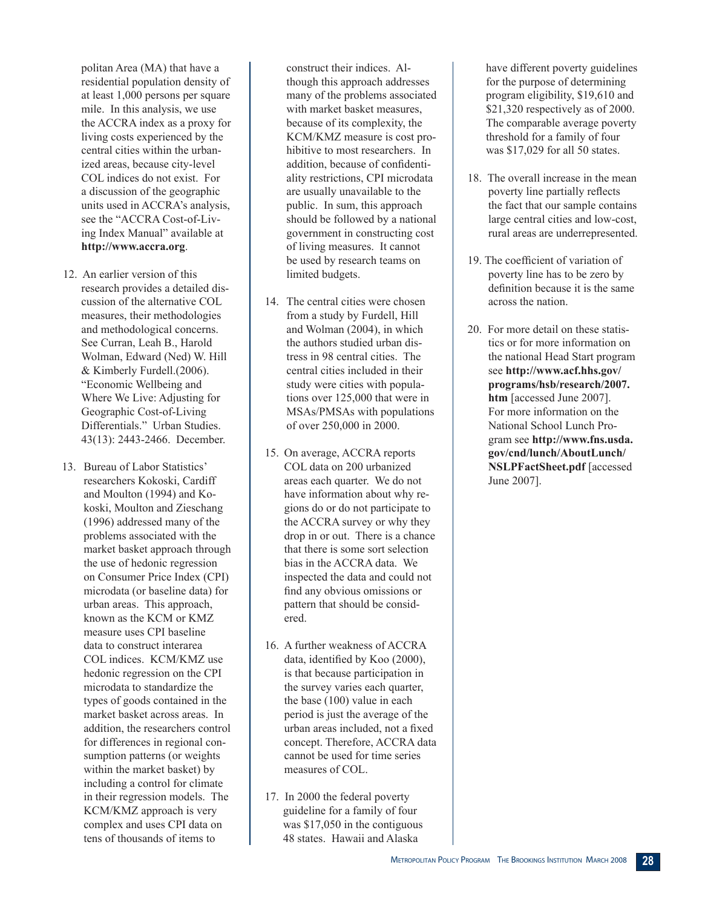politan Area (MA) that have a residential population density of at least 1,000 persons per square mile. In this analysis, we use the ACCRA index as a proxy for living costs experienced by the central cities within the urbanized areas, because city-level COL indices do not exist. For a discussion of the geographic units used in ACCRA's analysis, see the "ACCRA Cost-of-Living Index Manual" available at **http://www.accra.org**.

12. An earlier version of this research provides a detailed discussion of the alternative COL measures, their methodologies and methodological concerns. See Curran, Leah B., Harold Wolman, Edward (Ned) W. Hill & Kimberly Furdell.(2006). "Economic Wellbeing and Where We Live: Adjusting for Geographic Cost-of-Living Differentials." Urban Studies. 43(13): 2443-2466. December.

13. Bureau of Labor Statistics' researchers Kokoski, Cardiff and Moulton (1994) and Kokoski, Moulton and Zieschang (1996) addressed many of the problems associated with the market basket approach through the use of hedonic regression on Consumer Price Index (CPI) microdata (or baseline data) for urban areas. This approach, known as the KCM or KMZ measure uses CPI baseline data to construct interarea COL indices. KCM/KMZ use hedonic regression on the CPI microdata to standardize the types of goods contained in the market basket across areas. In addition, the researchers control for differences in regional consumption patterns (or weights within the market basket) by including a control for climate in their regression models. The KCM/KMZ approach is very complex and uses CPI data on tens of thousands of items to construct their indices. Although this approach addresses many of the problems associated with market basket measures, because of its complexity, the KCM/KMZ measure is cost prohibitive to most researchers. In addition, because of confidentiality restrictions, CPI microdata are usually unavailable to the public. In sum, this approach should be followed by a national government in constructing cost of living measures. It cannot be used by research teams on limited budgets.

14. The central cities were chosen from a study by Furdell, Hill and Wolman (2004), in which the authors studied urban distress in 98 central cities. The central cities included in their study were cities with populations over 125,000 that were in MSAs/PMSAs with populations of over 250,000 in 2000.

15. On average, ACCRA reports COL data on 200 urbanized areas each quarter. We do not have information about why regions do or do not participate to the ACCRA survey or why they drop in or out. There is a chance that there is some sort selection bias in the ACCRA data. We inspected the data and could not find any obvious omissions or pattern that should be considered.

16. A further weakness of ACCRA data, identified by Koo (2000), is that because participation in the survey varies each quarter, the base (100) value in each period is just the average of the urban areas included, not a fixed concept. Therefore, ACCRA data cannot be used for time series measures of COL.

17. In 2000 the federal poverty guideline for a family of four was $17,050 in the contiguous 48 states. Hawaii and Alaska have different poverty guidelines for the purpose of determining program eligibility, $19,610 and $21,320 respectively as of 2000. The comparable average poverty threshold for a family of four was $17,029 for all 50 states.

18. The overall increase in the mean poverty line partially reflects the fact that our sample contains large central cities and low-cost, rural areas are underrepresented.

19. The coefficient of variation of poverty line has to be zero by definition because it is the same across the nation.

20. For more detail on these statistics or for more information on the national Head Start program see **http://www.acf.hhs.gov/programs/hsb/research/2007.htm** [accessed June 2007]. For more information on the National School Lunch Program see **http://www.fns.usda.gov/cnd/lunch/AboutLunch/NSLPFactSheet.pdf** [accessed June 2007].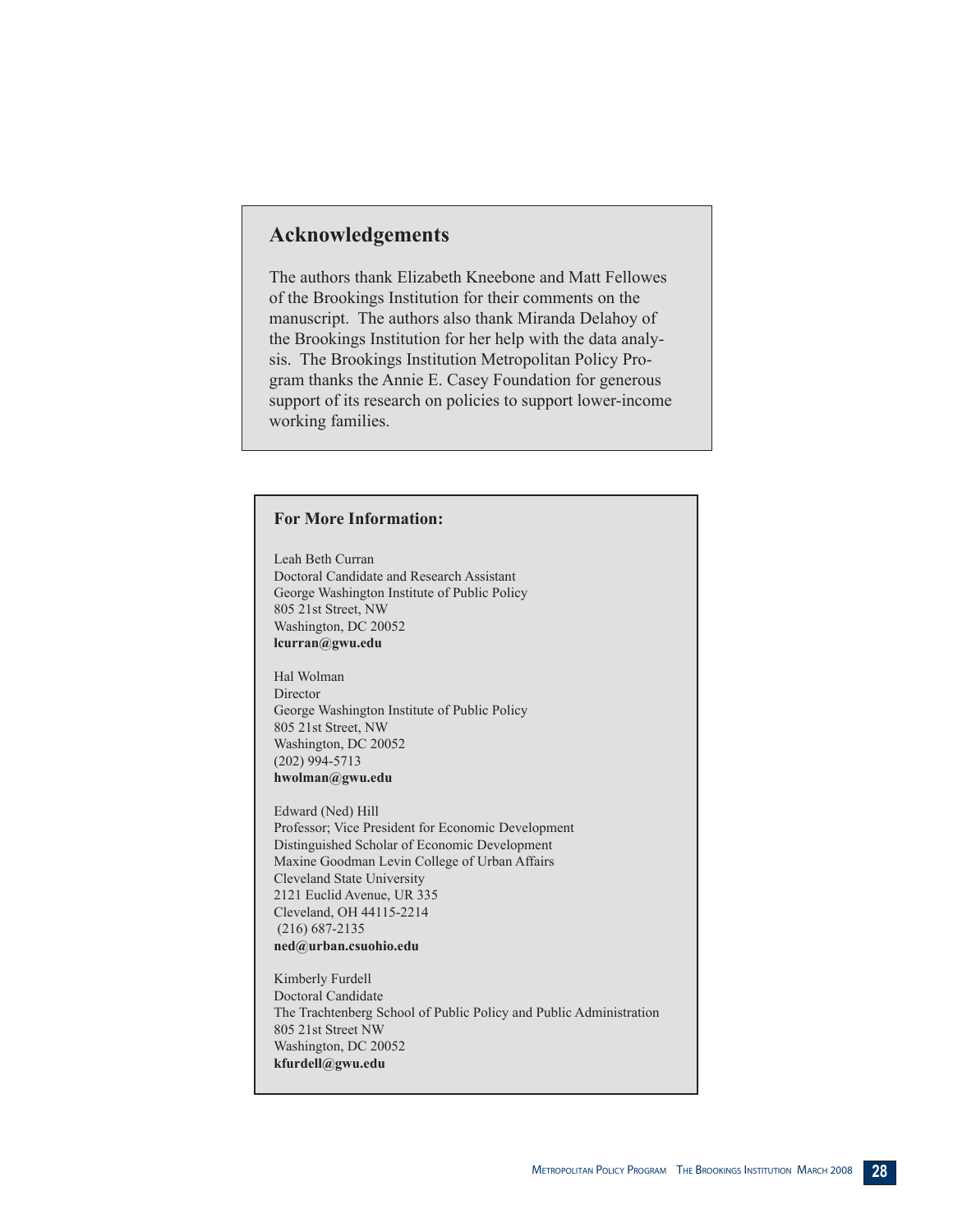## Acknowledgements

The authors thank Elizabeth Kneebone and Matt Fellowes of the Brookings Institution for their comments on the manuscript. The authors also thank Miranda Delahoy of the Brookings Institution for her help with the data analysis. The Brookings Institution Metropolitan Policy Program thanks the Annie E. Casey Foundation for generous support of its research on policies to support lower-income working families.

### For More Information:

Leah Beth Curran
Doctoral Candidate and Research Assistant
George Washington Institute of Public Policy
805 21st Street, NW
Washington, DC 20052
**lcurran@gwu.edu**

Hal Wolman
Director
George Washington Institute of Public Policy
805 21st Street, NW
Washington, DC 20052
(202) 994-5713
**hwolman@gwu.edu**

Edward (Ned) Hill
Professor; Vice President for Economic Development
Distinguished Scholar of Economic Development
Maxine Goodman Levin College of Urban Affairs
Cleveland State University
2121 Euclid Avenue, UR 335
Cleveland, OH 44115-2214
(216) 687-2135
**ned@urban.csuohio.edu**

Kimberly Furdell
Doctoral Candidate
The Trachtenberg School of Public Policy and Public Administration
805 21st Street NW
Washington, DC 20052
**kfurdell@gwu.edu**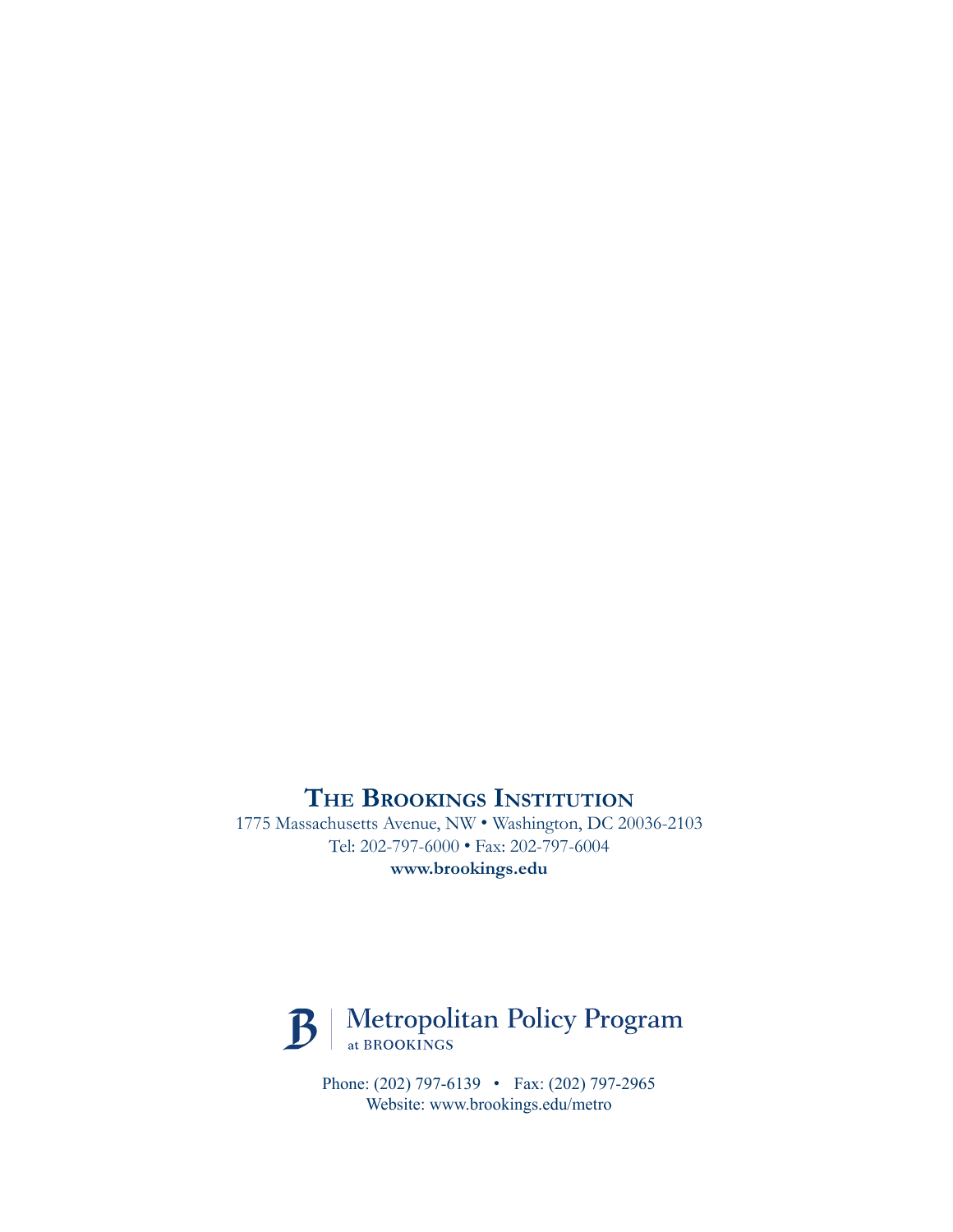**The Brookings Institution**

1775 Massachusetts Avenue, NW • Washington, DC 20036-2103

Tel: 202-797-6000 • Fax: 202-797-6004

**www.brookings.edu**

Metropolitan Policy Program
at BROOKINGS

Phone: (202) 797-6139 • Fax: (202) 797-2965

Website: www.brookings.edu/metro